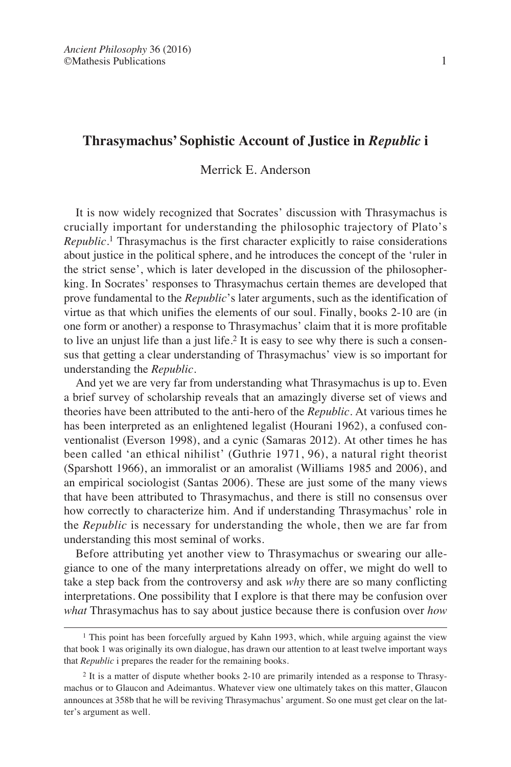# Thrasymachus' Sophistic Account of Justice in *Republic* i

Merrick E. Anderson

It is now widely recognized that Socrates' discussion with Thrasymachus is crucially important for understanding the philosophic trajectory of Plato's *Republic*.[1] Thrasymachus is the first character explicitly to raise considerations about justice in the political sphere, and he introduces the concept of the 'ruler in the strict sense', which is later developed in the discussion of the philosopher-king. In Socrates' responses to Thrasymachus certain themes are developed that prove fundamental to the *Republic*'s later arguments, such as the identification of virtue as that which unifies the elements of our soul. Finally, books 2-10 are (in one form or another) a response to Thrasymachus' claim that it is more profitable to live an unjust life than a just life.[2] It is easy to see why there is such a consensus that getting a clear understanding of Thrasymachus' view is so important for understanding the *Republic*.

And yet we are very far from understanding what Thrasymachus is up to. Even a brief survey of scholarship reveals that an amazingly diverse set of views and theories have been attributed to the anti-hero of the *Republic*. At various times he has been interpreted as an enlightened legalist (Hourani 1962), a confused conventionalist (Everson 1998), and a cynic (Samaras 2012). At other times he has been called 'an ethical nihilist' (Guthrie 1971, 96), a natural right theorist (Sparshott 1966), an immoralist or an amoralist (Williams 1985 and 2006), and an empirical sociologist (Santas 2006). These are just some of the many views that have been attributed to Thrasymachus, and there is still no consensus over how correctly to characterize him. And if understanding Thrasymachus' role in the *Republic* is necessary for understanding the whole, then we are far from understanding this most seminal of works.

Before attributing yet another view to Thrasymachus or swearing our allegiance to one of the many interpretations already on offer, we might do well to take a step back from the controversy and ask *why* there are so many conflicting interpretations. One possibility that I explore is that there may be confusion over *what* Thrasymachus has to say about justice because there is confusion over *how*

---

[1] This point has been forcefully argued by Kahn 1993, which, while arguing against the view that book 1 was originally its own dialogue, has drawn our attention to at least twelve important ways that *Republic* i prepares the reader for the remaining books.

[2] It is a matter of dispute whether books 2-10 are primarily intended as a response to Thrasymachus or to Glaucon and Adeimantus. Whatever view one ultimately takes on this matter, Glaucon announces at 358b that he will be reviving Thrasymachus' argument. So one must get clear on the latter's argument as well.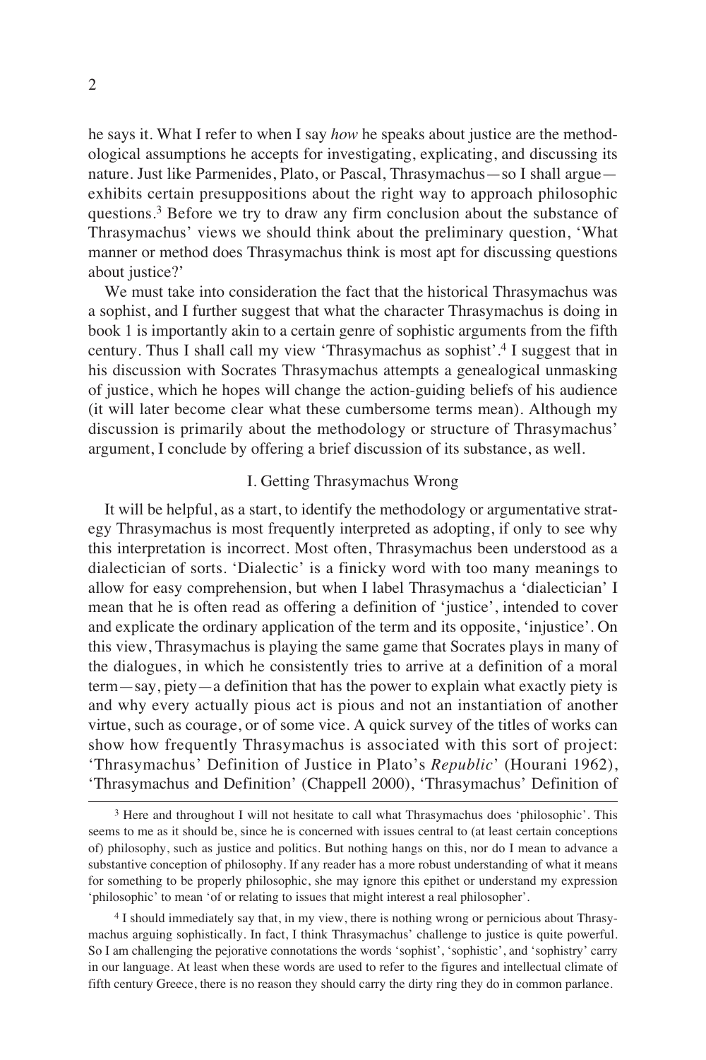he says it. What I refer to when I say *how* he speaks about justice are the methodological assumptions he accepts for investigating, explicating, and discussing its nature. Just like Parmenides, Plato, or Pascal, Thrasymachus—so I shall argue—exhibits certain presuppositions about the right way to approach philosophic questions.[3] Before we try to draw any firm conclusion about the substance of Thrasymachus' views we should think about the preliminary question, 'What manner or method does Thrasymachus think is most apt for discussing questions about justice?'

We must take into consideration the fact that the historical Thrasymachus was a sophist, and I further suggest that what the character Thrasymachus is doing in book 1 is importantly akin to a certain genre of sophistic arguments from the fifth century. Thus I shall call my view 'Thrasymachus as sophist'.[4] I suggest that in his discussion with Socrates Thrasymachus attempts a genealogical unmasking of justice, which he hopes will change the action-guiding beliefs of his audience (it will later become clear what these cumbersome terms mean). Although my discussion is primarily about the methodology or structure of Thrasymachus' argument, I conclude by offering a brief discussion of its substance, as well.

## I. Getting Thrasymachus Wrong

It will be helpful, as a start, to identify the methodology or argumentative strategy Thrasymachus is most frequently interpreted as adopting, if only to see why this interpretation is incorrect. Most often, Thrasymachus been understood as a dialectician of sorts. 'Dialectic' is a finicky word with too many meanings to allow for easy comprehension, but when I label Thrasymachus a 'dialectician' I mean that he is often read as offering a definition of 'justice', intended to cover and explicate the ordinary application of the term and its opposite, 'injustice'. On this view, Thrasymachus is playing the same game that Socrates plays in many of the dialogues, in which he consistently tries to arrive at a definition of a moral term—say, piety—a definition that has the power to explain what exactly piety is and why every actually pious act is pious and not an instantiation of another virtue, such as courage, or of some vice. A quick survey of the titles of works can show how frequently Thrasymachus is associated with this sort of project: 'Thrasymachus' Definition of Justice in Plato's *Republic*' (Hourani 1962), 'Thrasymachus and Definition' (Chappell 2000), 'Thrasymachus' Definition of

---

[3] Here and throughout I will not hesitate to call what Thrasymachus does 'philosophic'. This seems to me as it should be, since he is concerned with issues central to (at least certain conceptions of) philosophy, such as justice and politics. But nothing hangs on this, nor do I mean to advance a substantive conception of philosophy. If any reader has a more robust understanding of what it means for something to be properly philosophic, she may ignore this epithet or understand my expression 'philosophic' to mean 'of or relating to issues that might interest a real philosopher'.

[4] I should immediately say that, in my view, there is nothing wrong or pernicious about Thrasymachus arguing sophistically. In fact, I think Thrasymachus' challenge to justice is quite powerful. So I am challenging the pejorative connotations the words 'sophist', 'sophistic', and 'sophistry' carry in our language. At least when these words are used to refer to the figures and intellectual climate of fifth century Greece, there is no reason they should carry the dirty ring they do in common parlance.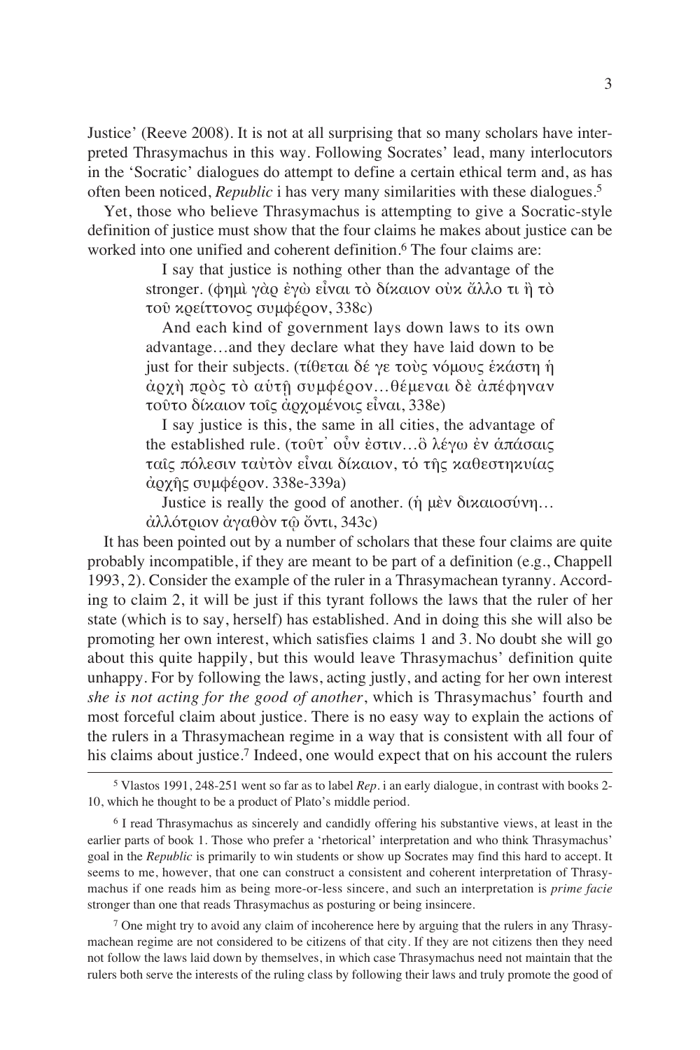Justice' (Reeve 2008). It is not at all surprising that so many scholars have interpreted Thrasymachus in this way. Following Socrates' lead, many interlocutors in the 'Socratic' dialogues do attempt to define a certain ethical term and, as has often been noticed, *Republic* i has very many similarities with these dialogues.[5]

Yet, those who believe Thrasymachus is attempting to give a Socratic-style definition of justice must show that the four claims he makes about justice can be worked into one unified and coherent definition.[6] The four claims are:

> I say that justice is nothing other than the advantage of the stronger. (φημὶ γὰρ ἐγὼ εἶναι τὸ δίκαιον οὐκ ἄλλο τι ἢ τὸ τοῦ κρείττονος συμφέρον, 338c)
>
> And each kind of government lays down laws to its own advantage…and they declare what they have laid down to be just for their subjects. (τίθεται δέ γε τοὺς νόμους ἑκάστη ἡ ἀρχὴ πρὸς τὸ αὑτῇ συμφέρον…θέμεναι δὲ ἀπέφηναν τοῦτο δίκαιον τοῖς ἀρχομένοις εἶναι, 338e)
>
> I say justice is this, the same in all cities, the advantage of the established rule. (τοῦτ᾽ οὖν ἐστιν…ὃ λέγω ἐν ἁπάσαις ταῖς πόλεσιν ταὐτὸν εἶναι δίκαιον, τὸ τῆς καθεστηκυίας ἀρχῆς συμφέρον. 338e-339a)
>
> Justice is really the good of another. (ἡ μὲν δικαιοσύνη… ἀλλότριον ἀγαθὸν τῷ ὄντι, 343c)

It has been pointed out by a number of scholars that these four claims are quite probably incompatible, if they are meant to be part of a definition (e.g., Chappell 1993, 2). Consider the example of the ruler in a Thrasymachean tyranny. According to claim 2, it will be just if this tyrant follows the laws that the ruler of her state (which is to say, herself) has established. And in doing this she will also be promoting her own interest, which satisfies claims 1 and 3. No doubt she will go about this quite happily, but this would leave Thrasymachus' definition quite unhappy. For by following the laws, acting justly, and acting for her own interest *she is not acting for the good of another*, which is Thrasymachus' fourth and most forceful claim about justice. There is no easy way to explain the actions of the rulers in a Thrasymachean regime in a way that is consistent with all four of his claims about justice.[7] Indeed, one would expect that on his account the rulers

---

[5] Vlastos 1991, 248-251 went so far as to label *Rep*. i an early dialogue, in contrast with books 2-10, which he thought to be a product of Plato's middle period.

[6] I read Thrasymachus as sincerely and candidly offering his substantive views, at least in the earlier parts of book 1. Those who prefer a 'rhetorical' interpretation and who think Thrasymachus' goal in the *Republic* is primarily to win students or show up Socrates may find this hard to accept. It seems to me, however, that one can construct a consistent and coherent interpretation of Thrasymachus if one reads him as being more-or-less sincere, and such an interpretation is *prime facie* stronger than one that reads Thrasymachus as posturing or being insincere.

[7] One might try to avoid any claim of incoherence here by arguing that the rulers in any Thrasymachean regime are not considered to be citizens of that city. If they are not citizens then they need not follow the laws laid down by themselves, in which case Thrasymachus need not maintain that the rulers both serve the interests of the ruling class by following their laws and truly promote the good of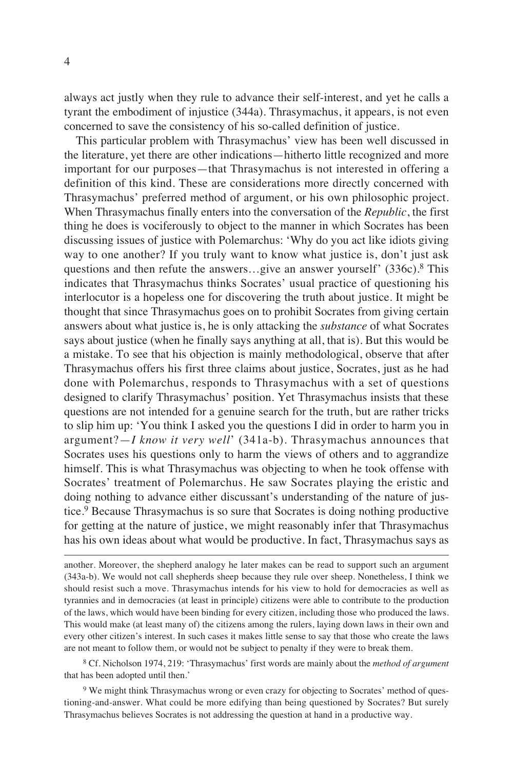always act justly when they rule to advance their self-interest, and yet he calls a tyrant the embodiment of injustice (344a). Thrasymachus, it appears, is not even concerned to save the consistency of his so-called definition of justice.

This particular problem with Thrasymachus' view has been well discussed in the literature, yet there are other indications—hitherto little recognized and more important for our purposes—that Thrasymachus is not interested in offering a definition of this kind. These are considerations more directly concerned with Thrasymachus' preferred method of argument, or his own philosophic project. When Thrasymachus finally enters into the conversation of the *Republic*, the first thing he does is vociferously to object to the manner in which Socrates has been discussing issues of justice with Polemarchus: 'Why do you act like idiots giving way to one another? If you truly want to know what justice is, don't just ask questions and then refute the answers…give an answer yourself' (336c).[8] This indicates that Thrasymachus thinks Socrates' usual practice of questioning his interlocutor is a hopeless one for discovering the truth about justice. It might be thought that since Thrasymachus goes on to prohibit Socrates from giving certain answers about what justice is, he is only attacking the *substance* of what Socrates says about justice (when he finally says anything at all, that is). But this would be a mistake. To see that his objection is mainly methodological, observe that after Thrasymachus offers his first three claims about justice, Socrates, just as he had done with Polemarchus, responds to Thrasymachus with a set of questions designed to clarify Thrasymachus' position. Yet Thrasymachus insists that these questions are not intended for a genuine search for the truth, but are rather tricks to slip him up: 'You think I asked you the questions I did in order to harm you in argument?—*I know it very well*' (341a-b). Thrasymachus announces that Socrates uses his questions only to harm the views of others and to aggrandize himself. This is what Thrasymachus was objecting to when he took offense with Socrates' treatment of Polemarchus. He saw Socrates playing the eristic and doing nothing to advance either discussant's understanding of the nature of justice.[9] Because Thrasymachus is so sure that Socrates is doing nothing productive for getting at the nature of justice, we might reasonably infer that Thrasymachus has his own ideas about what would be productive. In fact, Thrasymachus says as

---

another. Moreover, the shepherd analogy he later makes can be read to support such an argument (343a-b). We would not call shepherds sheep because they rule over sheep. Nonetheless, I think we should resist such a move. Thrasymachus intends for his view to hold for democracies as well as tyrannies and in democracies (at least in principle) citizens were able to contribute to the production of the laws, which would have been binding for every citizen, including those who produced the laws. This would make (at least many of) the citizens among the rulers, laying down laws in their own and every other citizen's interest. In such cases it makes little sense to say that those who create the laws are not meant to follow them, or would not be subject to penalty if they were to break them.

[8] Cf. Nicholson 1974, 219: 'Thrasymachus' first words are mainly about the *method of argument* that has been adopted until then.'

[9] We might think Thrasymachus wrong or even crazy for objecting to Socrates' method of questioning-and-answer. What could be more edifying than being questioned by Socrates? But surely Thrasymachus believes Socrates is not addressing the question at hand in a productive way.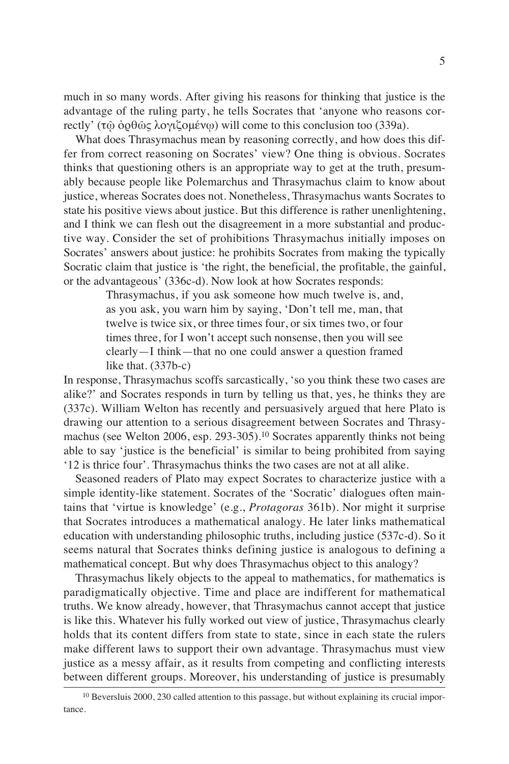much in so many words. After giving his reasons for thinking that justice is the advantage of the ruling party, he tells Socrates that 'anyone who reasons correctly' (τῷ ὀρθῶς λογιζομένῳ) will come to this conclusion too (339a).

What does Thrasymachus mean by reasoning correctly, and how does this differ from correct reasoning on Socrates' view? One thing is obvious. Socrates thinks that questioning others is an appropriate way to get at the truth, presumably because people like Polemarchus and Thrasymachus claim to know about justice, whereas Socrates does not. Nonetheless, Thrasymachus wants Socrates to state his positive views about justice. But this difference is rather unenlightening, and I think we can flesh out the disagreement in a more substantial and productive way. Consider the set of prohibitions Thrasymachus initially imposes on Socrates' answers about justice: he prohibits Socrates from making the typically Socratic claim that justice is 'the right, the beneficial, the profitable, the gainful, or the advantageous' (336c-d). Now look at how Socrates responds:

> Thrasymachus, if you ask someone how much twelve is, and, as you ask, you warn him by saying, 'Don't tell me, man, that twelve is twice six, or three times four, or six times two, or four times three, for I won't accept such nonsense, then you will see clearly—I think—that no one could answer a question framed like that. (337b-c)

In response, Thrasymachus scoffs sarcastically, 'so you think these two cases are alike?' and Socrates responds in turn by telling us that, yes, he thinks they are (337c). William Welton has recently and persuasively argued that here Plato is drawing our attention to a serious disagreement between Socrates and Thrasymachus (see Welton 2006, esp. 293-305).[10] Socrates apparently thinks not being able to say 'justice is the beneficial' is similar to being prohibited from saying '12 is thrice four'. Thrasymachus thinks the two cases are not at all alike.

Seasoned readers of Plato may expect Socrates to characterize justice with a simple identity-like statement. Socrates of the 'Socratic' dialogues often maintains that 'virtue is knowledge' (e.g., *Protagoras* 361b). Nor might it surprise that Socrates introduces a mathematical analogy. He later links mathematical education with understanding philosophic truths, including justice (537c-d). So it seems natural that Socrates thinks defining justice is analogous to defining a mathematical concept. But why does Thrasymachus object to this analogy?

Thrasymachus likely objects to the appeal to mathematics, for mathematics is paradigmatically objective. Time and place are indifferent for mathematical truths. We know already, however, that Thrasymachus cannot accept that justice is like this. Whatever his fully worked out view of justice, Thrasymachus clearly holds that its content differs from state to state, since in each state the rulers make different laws to support their own advantage. Thrasymachus must view justice as a messy affair, as it results from competing and conflicting interests between different groups. Moreover, his understanding of justice is presumably

---

[10] Beversluis 2000, 230 called attention to this passage, but without explaining its crucial importance.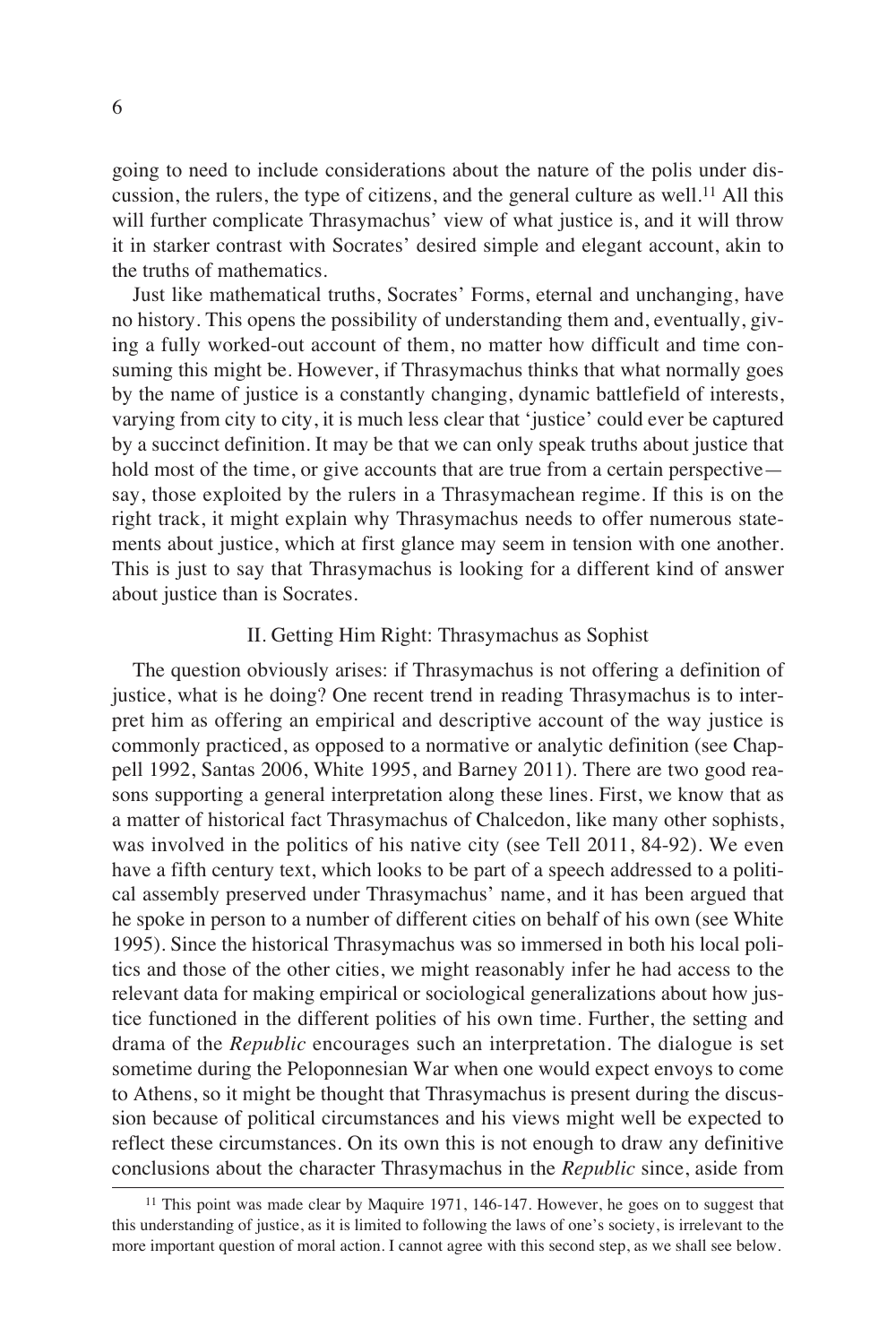going to need to include considerations about the nature of the polis under discussion, the rulers, the type of citizens, and the general culture as well.[11] All this will further complicate Thrasymachus' view of what justice is, and it will throw it in starker contrast with Socrates' desired simple and elegant account, akin to the truths of mathematics.

Just like mathematical truths, Socrates' Forms, eternal and unchanging, have no history. This opens the possibility of understanding them and, eventually, giving a fully worked-out account of them, no matter how difficult and time consuming this might be. However, if Thrasymachus thinks that what normally goes by the name of justice is a constantly changing, dynamic battlefield of interests, varying from city to city, it is much less clear that 'justice' could ever be captured by a succinct definition. It may be that we can only speak truths about justice that hold most of the time, or give accounts that are true from a certain perspective—say, those exploited by the rulers in a Thrasymachean regime. If this is on the right track, it might explain why Thrasymachus needs to offer numerous statements about justice, which at first glance may seem in tension with one another. This is just to say that Thrasymachus is looking for a different kind of answer about justice than is Socrates.

## II. Getting Him Right: Thrasymachus as Sophist

The question obviously arises: if Thrasymachus is not offering a definition of justice, what is he doing? One recent trend in reading Thrasymachus is to interpret him as offering an empirical and descriptive account of the way justice is commonly practiced, as opposed to a normative or analytic definition (see Chappell 1992, Santas 2006, White 1995, and Barney 2011). There are two good reasons supporting a general interpretation along these lines. First, we know that as a matter of historical fact Thrasymachus of Chalcedon, like many other sophists, was involved in the politics of his native city (see Tell 2011, 84-92). We even have a fifth century text, which looks to be part of a speech addressed to a political assembly preserved under Thrasymachus' name, and it has been argued that he spoke in person to a number of different cities on behalf of his own (see White 1995). Since the historical Thrasymachus was so immersed in both his local politics and those of the other cities, we might reasonably infer he had access to the relevant data for making empirical or sociological generalizations about how justice functioned in the different polities of his own time. Further, the setting and drama of the *Republic* encourages such an interpretation. The dialogue is set sometime during the Peloponnesian War when one would expect envoys to come to Athens, so it might be thought that Thrasymachus is present during the discussion because of political circumstances and his views might well be expected to reflect these circumstances. On its own this is not enough to draw any definitive conclusions about the character Thrasymachus in the *Republic* since, aside from

[11] This point was made clear by Maquire 1971, 146-147. However, he goes on to suggest that this understanding of justice, as it is limited to following the laws of one's society, is irrelevant to the more important question of moral action. I cannot agree with this second step, as we shall see below.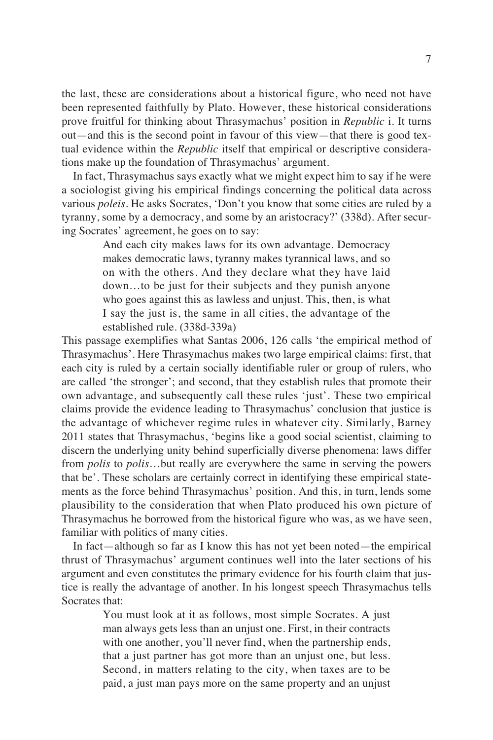the last, these are considerations about a historical figure, who need not have been represented faithfully by Plato. However, these historical considerations prove fruitful for thinking about Thrasymachus' position in *Republic* i. It turns out—and this is the second point in favour of this view—that there is good textual evidence within the *Republic* itself that empirical or descriptive considerations make up the foundation of Thrasymachus' argument.

In fact, Thrasymachus says exactly what we might expect him to say if he were a sociologist giving his empirical findings concerning the political data across various *poleis*. He asks Socrates, 'Don't you know that some cities are ruled by a tyranny, some by a democracy, and some by an aristocracy?' (338d). After securing Socrates' agreement, he goes on to say:

> And each city makes laws for its own advantage. Democracy makes democratic laws, tyranny makes tyrannical laws, and so on with the others. And they declare what they have laid down…to be just for their subjects and they punish anyone who goes against this as lawless and unjust. This, then, is what I say the just is, the same in all cities, the advantage of the established rule. (338d-339a)

This passage exemplifies what Santas 2006, 126 calls 'the empirical method of Thrasymachus'. Here Thrasymachus makes two large empirical claims: first, that each city is ruled by a certain socially identifiable ruler or group of rulers, who are called 'the stronger'; and second, that they establish rules that promote their own advantage, and subsequently call these rules 'just'. These two empirical claims provide the evidence leading to Thrasymachus' conclusion that justice is the advantage of whichever regime rules in whatever city. Similarly, Barney 2011 states that Thrasymachus, 'begins like a good social scientist, claiming to discern the underlying unity behind superficially diverse phenomena: laws differ from *polis* to *polis*…but really are everywhere the same in serving the powers that be'. These scholars are certainly correct in identifying these empirical statements as the force behind Thrasymachus' position. And this, in turn, lends some plausibility to the consideration that when Plato produced his own picture of Thrasymachus he borrowed from the historical figure who was, as we have seen, familiar with politics of many cities.

In fact—although so far as I know this has not yet been noted—the empirical thrust of Thrasymachus' argument continues well into the later sections of his argument and even constitutes the primary evidence for his fourth claim that justice is really the advantage of another. In his longest speech Thrasymachus tells Socrates that:

> You must look at it as follows, most simple Socrates. A just man always gets less than an unjust one. First, in their contracts with one another, you'll never find, when the partnership ends, that a just partner has got more than an unjust one, but less. Second, in matters relating to the city, when taxes are to be paid, a just man pays more on the same property and an unjust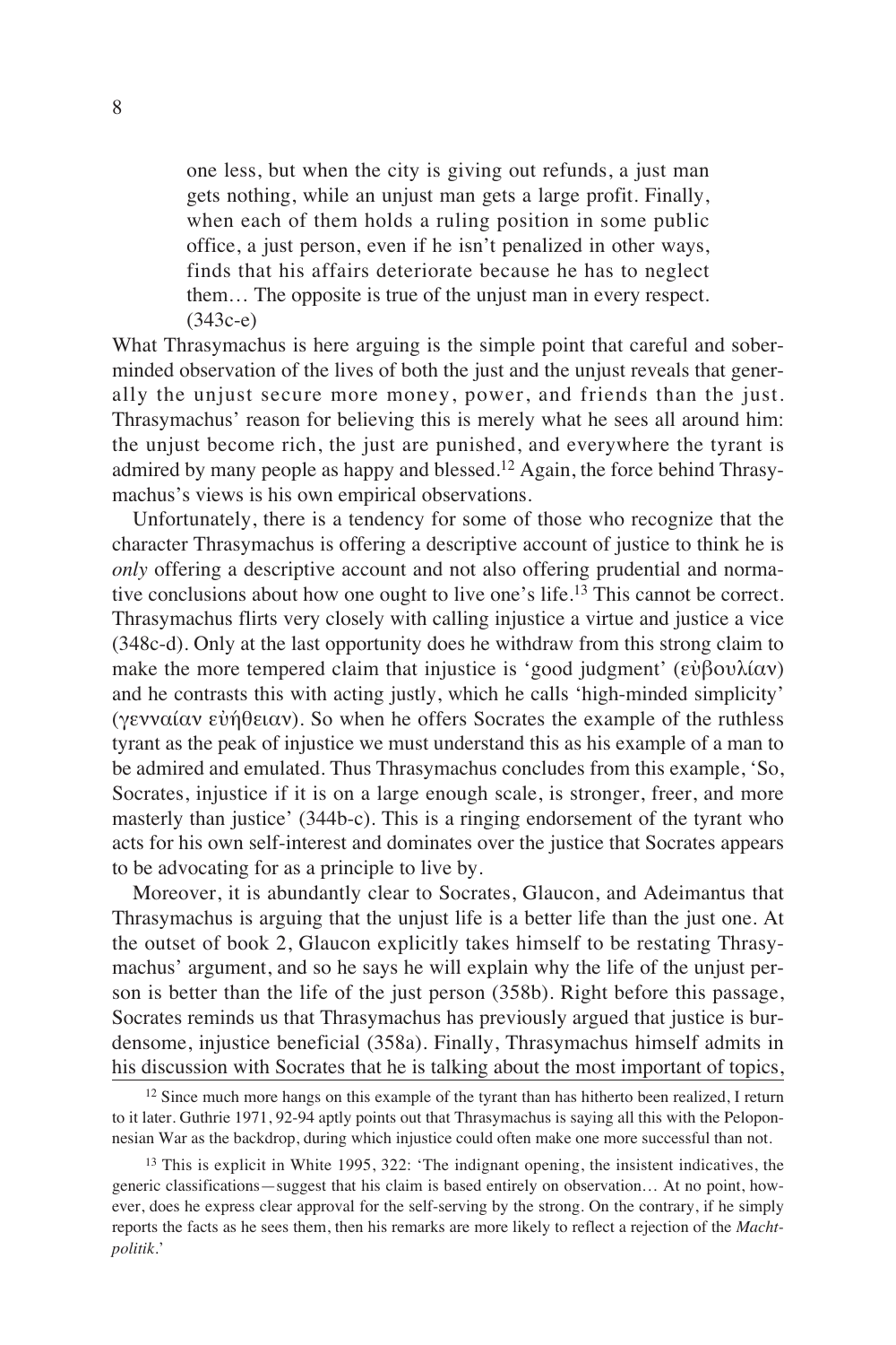> one less, but when the city is giving out refunds, a just man gets nothing, while an unjust man gets a large profit. Finally, when each of them holds a ruling position in some public office, a just person, even if he isn't penalized in other ways, finds that his affairs deteriorate because he has to neglect them… The opposite is true of the unjust man in every respect. (343c-e)

What Thrasymachus is here arguing is the simple point that careful and sober-minded observation of the lives of both the just and the unjust reveals that generally the unjust secure more money, power, and friends than the just. Thrasymachus' reason for believing this is merely what he sees all around him: the unjust become rich, the just are punished, and everywhere the tyrant is admired by many people as happy and blessed.[12] Again, the force behind Thrasymachus's views is his own empirical observations.

Unfortunately, there is a tendency for some of those who recognize that the character Thrasymachus is offering a descriptive account of justice to think he is *only* offering a descriptive account and not also offering prudential and normative conclusions about how one ought to live one's life.[13] This cannot be correct. Thrasymachus flirts very closely with calling injustice a virtue and justice a vice (348c-d). Only at the last opportunity does he withdraw from this strong claim to make the more tempered claim that injustice is 'good judgment' (εὐβουλίαν) and he contrasts this with acting justly, which he calls 'high-minded simplicity' (γενναίαν εὐήθειαν). So when he offers Socrates the example of the ruthless tyrant as the peak of injustice we must understand this as his example of a man to be admired and emulated. Thus Thrasymachus concludes from this example, 'So, Socrates, injustice if it is on a large enough scale, is stronger, freer, and more masterly than justice' (344b-c). This is a ringing endorsement of the tyrant who acts for his own self-interest and dominates over the justice that Socrates appears to be advocating for as a principle to live by.

Moreover, it is abundantly clear to Socrates, Glaucon, and Adeimantus that Thrasymachus is arguing that the unjust life is a better life than the just one. At the outset of book 2, Glaucon explicitly takes himself to be restating Thrasymachus' argument, and so he says he will explain why the life of the unjust person is better than the life of the just person (358b). Right before this passage, Socrates reminds us that Thrasymachus has previously argued that justice is burdensome, injustice beneficial (358a). Finally, Thrasymachus himself admits in his discussion with Socrates that he is talking about the most important of topics,

[12] Since much more hangs on this example of the tyrant than has hitherto been realized, I return to it later. Guthrie 1971, 92-94 aptly points out that Thrasymachus is saying all this with the Peloponnesian War as the backdrop, during which injustice could often make one more successful than not.

[13] This is explicit in White 1995, 322: 'The indignant opening, the insistent indicatives, the generic classifications—suggest that his claim is based entirely on observation… At no point, however, does he express clear approval for the self-serving by the strong. On the contrary, if he simply reports the facts as he sees them, then his remarks are more likely to reflect a rejection of the *Machtpolitik*.'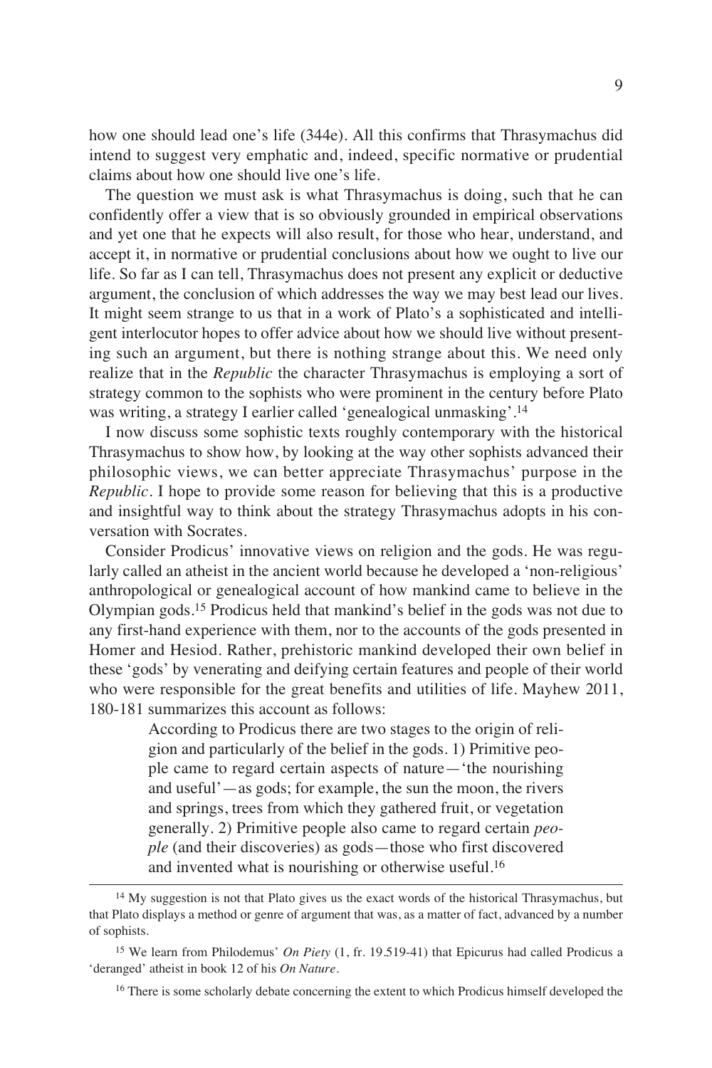how one should lead one's life (344e). All this confirms that Thrasymachus did intend to suggest very emphatic and, indeed, specific normative or prudential claims about how one should live one's life.

The question we must ask is what Thrasymachus is doing, such that he can confidently offer a view that is so obviously grounded in empirical observations and yet one that he expects will also result, for those who hear, understand, and accept it, in normative or prudential conclusions about how we ought to live our life. So far as I can tell, Thrasymachus does not present any explicit or deductive argument, the conclusion of which addresses the way we may best lead our lives. It might seem strange to us that in a work of Plato's a sophisticated and intelligent interlocutor hopes to offer advice about how we should live without presenting such an argument, but there is nothing strange about this. We need only realize that in the *Republic* the character Thrasymachus is employing a sort of strategy common to the sophists who were prominent in the century before Plato was writing, a strategy I earlier called 'genealogical unmasking'.[14]

I now discuss some sophistic texts roughly contemporary with the historical Thrasymachus to show how, by looking at the way other sophists advanced their philosophic views, we can better appreciate Thrasymachus' purpose in the *Republic*. I hope to provide some reason for believing that this is a productive and insightful way to think about the strategy Thrasymachus adopts in his conversation with Socrates.

Consider Prodicus' innovative views on religion and the gods. He was regularly called an atheist in the ancient world because he developed a 'non-religious' anthropological or genealogical account of how mankind came to believe in the Olympian gods.[15] Prodicus held that mankind's belief in the gods was not due to any first-hand experience with them, nor to the accounts of the gods presented in Homer and Hesiod. Rather, prehistoric mankind developed their own belief in these 'gods' by venerating and deifying certain features and people of their world who were responsible for the great benefits and utilities of life. Mayhew 2011, 180-181 summarizes this account as follows:

> According to Prodicus there are two stages to the origin of religion and particularly of the belief in the gods. 1) Primitive people came to regard certain aspects of nature—'the nourishing and useful'—as gods; for example, the sun the moon, the rivers and springs, trees from which they gathered fruit, or vegetation generally. 2) Primitive people also came to regard certain *people* (and their discoveries) as gods—those who first discovered and invented what is nourishing or otherwise useful.[16]

---

[14] My suggestion is not that Plato gives us the exact words of the historical Thrasymachus, but that Plato displays a method or genre of argument that was, as a matter of fact, advanced by a number of sophists.

[15] We learn from Philodemus' *On Piety* (1, fr. 19.519-41) that Epicurus had called Prodicus a 'deranged' atheist in book 12 of his *On Nature*.

[16] There is some scholarly debate concerning the extent to which Prodicus himself developed the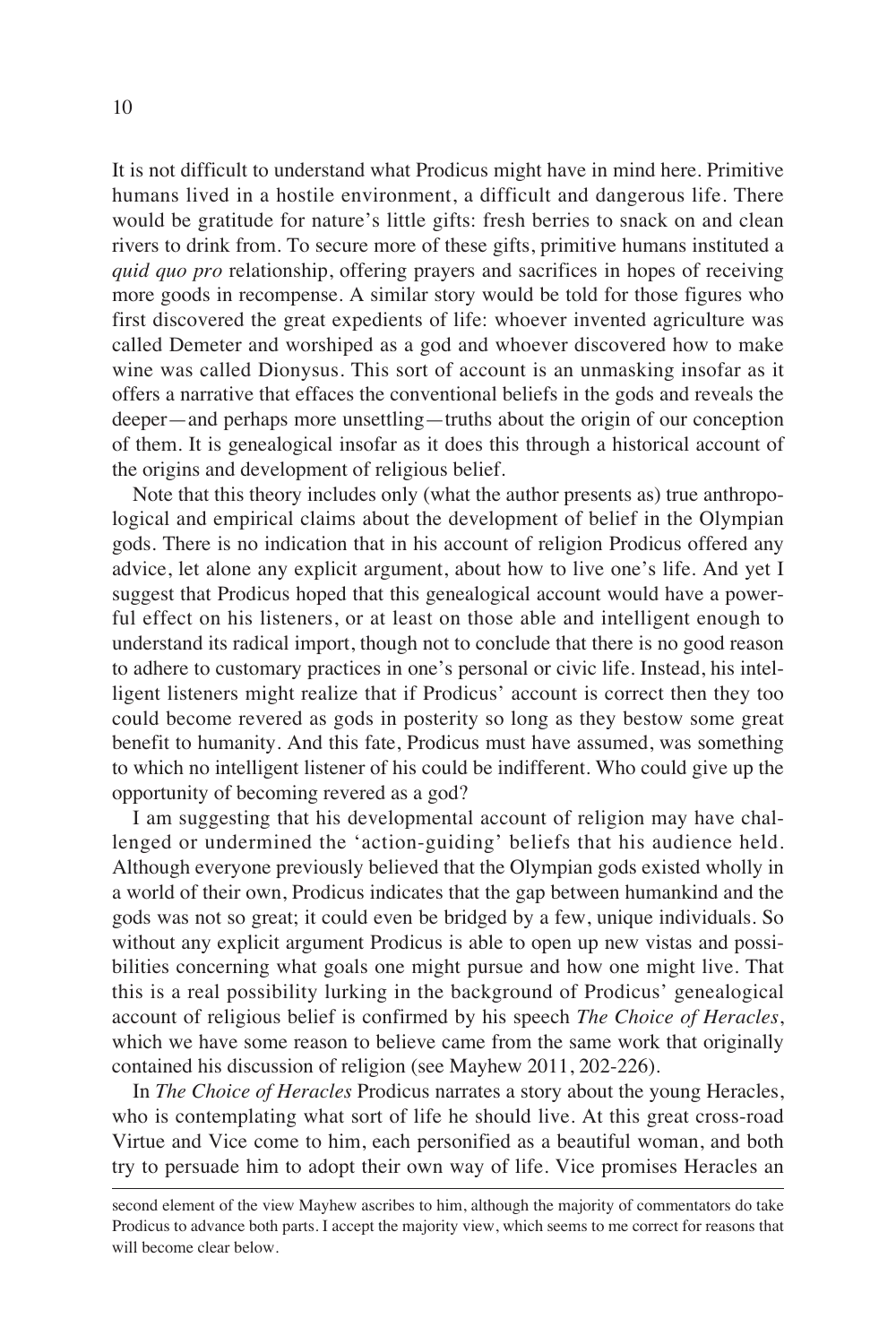It is not difficult to understand what Prodicus might have in mind here. Primitive humans lived in a hostile environment, a difficult and dangerous life. There would be gratitude for nature's little gifts: fresh berries to snack on and clean rivers to drink from. To secure more of these gifts, primitive humans instituted a *quid quo pro* relationship, offering prayers and sacrifices in hopes of receiving more goods in recompense. A similar story would be told for those figures who first discovered the great expedients of life: whoever invented agriculture was called Demeter and worshiped as a god and whoever discovered how to make wine was called Dionysus. This sort of account is an unmasking insofar as it offers a narrative that effaces the conventional beliefs in the gods and reveals the deeper—and perhaps more unsettling—truths about the origin of our conception of them. It is genealogical insofar as it does this through a historical account of the origins and development of religious belief.

Note that this theory includes only (what the author presents as) true anthropological and empirical claims about the development of belief in the Olympian gods. There is no indication that in his account of religion Prodicus offered any advice, let alone any explicit argument, about how to live one's life. And yet I suggest that Prodicus hoped that this genealogical account would have a powerful effect on his listeners, or at least on those able and intelligent enough to understand its radical import, though not to conclude that there is no good reason to adhere to customary practices in one's personal or civic life. Instead, his intelligent listeners might realize that if Prodicus' account is correct then they too could become revered as gods in posterity so long as they bestow some great benefit to humanity. And this fate, Prodicus must have assumed, was something to which no intelligent listener of his could be indifferent. Who could give up the opportunity of becoming revered as a god?

I am suggesting that his developmental account of religion may have challenged or undermined the 'action-guiding' beliefs that his audience held. Although everyone previously believed that the Olympian gods existed wholly in a world of their own, Prodicus indicates that the gap between humankind and the gods was not so great; it could even be bridged by a few, unique individuals. So without any explicit argument Prodicus is able to open up new vistas and possibilities concerning what goals one might pursue and how one might live. That this is a real possibility lurking in the background of Prodicus' genealogical account of religious belief is confirmed by his speech *The Choice of Heracles*, which we have some reason to believe came from the same work that originally contained his discussion of religion (see Mayhew 2011, 202-226).

In *The Choice of Heracles* Prodicus narrates a story about the young Heracles, who is contemplating what sort of life he should live. At this great cross-road Virtue and Vice come to him, each personified as a beautiful woman, and both try to persuade him to adopt their own way of life. Vice promises Heracles an

second element of the view Mayhew ascribes to him, although the majority of commentators do take Prodicus to advance both parts. I accept the majority view, which seems to me correct for reasons that will become clear below.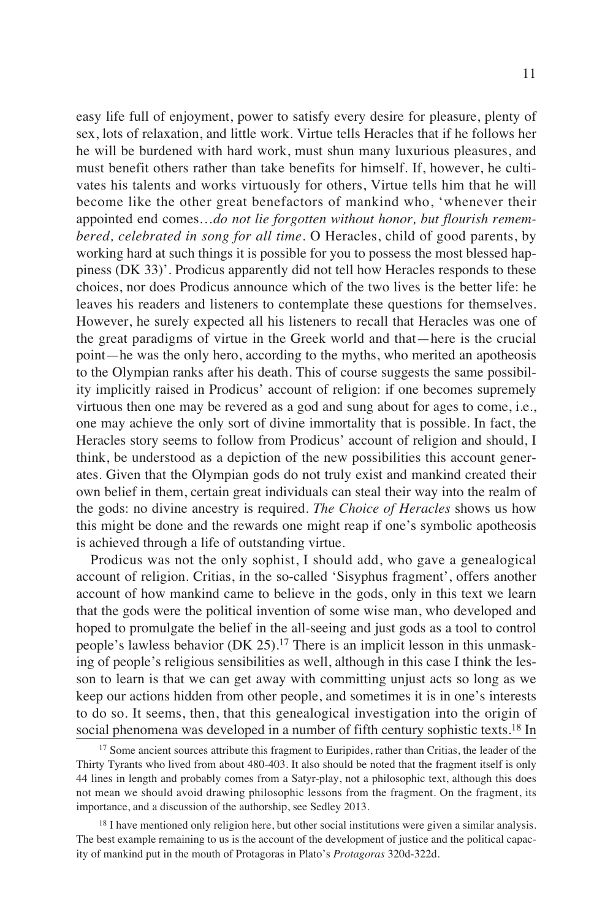easy life full of enjoyment, power to satisfy every desire for pleasure, plenty of sex, lots of relaxation, and little work. Virtue tells Heracles that if he follows her he will be burdened with hard work, must shun many luxurious pleasures, and must benefit others rather than take benefits for himself. If, however, he cultivates his talents and works virtuously for others, Virtue tells him that he will become like the other great benefactors of mankind who, 'whenever their appointed end comes…*do not lie forgotten without honor, but flourish remembered, celebrated in song for all time*. O Heracles, child of good parents, by working hard at such things it is possible for you to possess the most blessed happiness (DK 33)'. Prodicus apparently did not tell how Heracles responds to these choices, nor does Prodicus announce which of the two lives is the better life: he leaves his readers and listeners to contemplate these questions for themselves. However, he surely expected all his listeners to recall that Heracles was one of the great paradigms of virtue in the Greek world and that—here is the crucial point—he was the only hero, according to the myths, who merited an apotheosis to the Olympian ranks after his death. This of course suggests the same possibility implicitly raised in Prodicus' account of religion: if one becomes supremely virtuous then one may be revered as a god and sung about for ages to come, i.e., one may achieve the only sort of divine immortality that is possible. In fact, the Heracles story seems to follow from Prodicus' account of religion and should, I think, be understood as a depiction of the new possibilities this account generates. Given that the Olympian gods do not truly exist and mankind created their own belief in them, certain great individuals can steal their way into the realm of the gods: no divine ancestry is required. *The Choice of Heracles* shows us how this might be done and the rewards one might reap if one's symbolic apotheosis is achieved through a life of outstanding virtue.

Prodicus was not the only sophist, I should add, who gave a genealogical account of religion. Critias, in the so-called 'Sisyphus fragment', offers another account of how mankind came to believe in the gods, only in this text we learn that the gods were the political invention of some wise man, who developed and hoped to promulgate the belief in the all-seeing and just gods as a tool to control people's lawless behavior (DK 25).[17] There is an implicit lesson in this unmasking of people's religious sensibilities as well, although in this case I think the lesson to learn is that we can get away with committing unjust acts so long as we keep our actions hidden from other people, and sometimes it is in one's interests to do so. It seems, then, that this genealogical investigation into the origin of social phenomena was developed in a number of fifth century sophistic texts.[18] In

[17] Some ancient sources attribute this fragment to Euripides, rather than Critias, the leader of the Thirty Tyrants who lived from about 480-403. It also should be noted that the fragment itself is only 44 lines in length and probably comes from a Satyr-play, not a philosophic text, although this does not mean we should avoid drawing philosophic lessons from the fragment. On the fragment, its importance, and a discussion of the authorship, see Sedley 2013.

[18] I have mentioned only religion here, but other social institutions were given a similar analysis. The best example remaining to us is the account of the development of justice and the political capacity of mankind put in the mouth of Protagoras in Plato's *Protagoras* 320d-322d.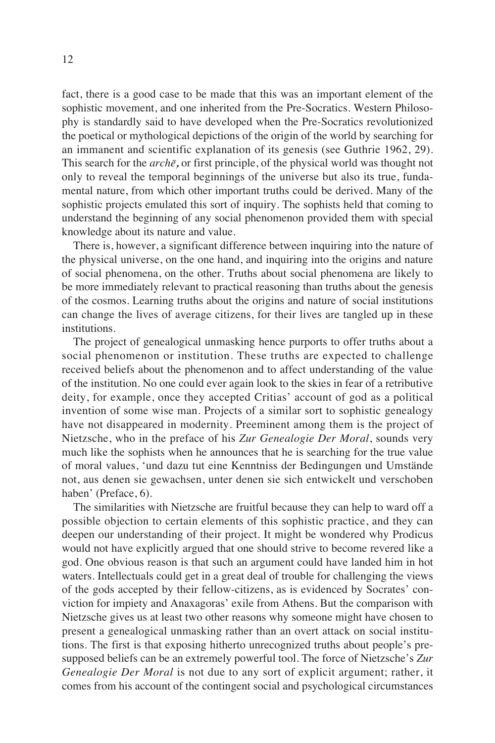fact, there is a good case to be made that this was an important element of the sophistic movement, and one inherited from the Pre-Socratics. Western Philosophy is standardly said to have developed when the Pre-Socratics revolutionized the poetical or mythological depictions of the origin of the world by searching for an immanent and scientific explanation of its genesis (see Guthrie 1962, 29). This search for the *archē*, or first principle, of the physical world was thought not only to reveal the temporal beginnings of the universe but also its true, fundamental nature, from which other important truths could be derived. Many of the sophistic projects emulated this sort of inquiry. The sophists held that coming to understand the beginning of any social phenomenon provided them with special knowledge about its nature and value.

There is, however, a significant difference between inquiring into the nature of the physical universe, on the one hand, and inquiring into the origins and nature of social phenomena, on the other. Truths about social phenomena are likely to be more immediately relevant to practical reasoning than truths about the genesis of the cosmos. Learning truths about the origins and nature of social institutions can change the lives of average citizens, for their lives are tangled up in these institutions.

The project of genealogical unmasking hence purports to offer truths about a social phenomenon or institution. These truths are expected to challenge received beliefs about the phenomenon and to affect understanding of the value of the institution. No one could ever again look to the skies in fear of a retributive deity, for example, once they accepted Critias' account of god as a political invention of some wise man. Projects of a similar sort to sophistic genealogy have not disappeared in modernity. Preeminent among them is the project of Nietzsche, who in the preface of his *Zur Genealogie Der Moral*, sounds very much like the sophists when he announces that he is searching for the true value of moral values, 'und dazu tut eine Kenntniss der Bedingungen und Umstände not, aus denen sie gewachsen, unter denen sie sich entwickelt und verschoben haben' (Preface, 6).

The similarities with Nietzsche are fruitful because they can help to ward off a possible objection to certain elements of this sophistic practice, and they can deepen our understanding of their project. It might be wondered why Prodicus would not have explicitly argued that one should strive to become revered like a god. One obvious reason is that such an argument could have landed him in hot waters. Intellectuals could get in a great deal of trouble for challenging the views of the gods accepted by their fellow-citizens, as is evidenced by Socrates' conviction for impiety and Anaxagoras' exile from Athens. But the comparison with Nietzsche gives us at least two other reasons why someone might have chosen to present a genealogical unmasking rather than an overt attack on social institutions. The first is that exposing hitherto unrecognized truths about people's presupposed beliefs can be an extremely powerful tool. The force of Nietzsche's *Zur Genealogie Der Moral* is not due to any sort of explicit argument; rather, it comes from his account of the contingent social and psychological circumstances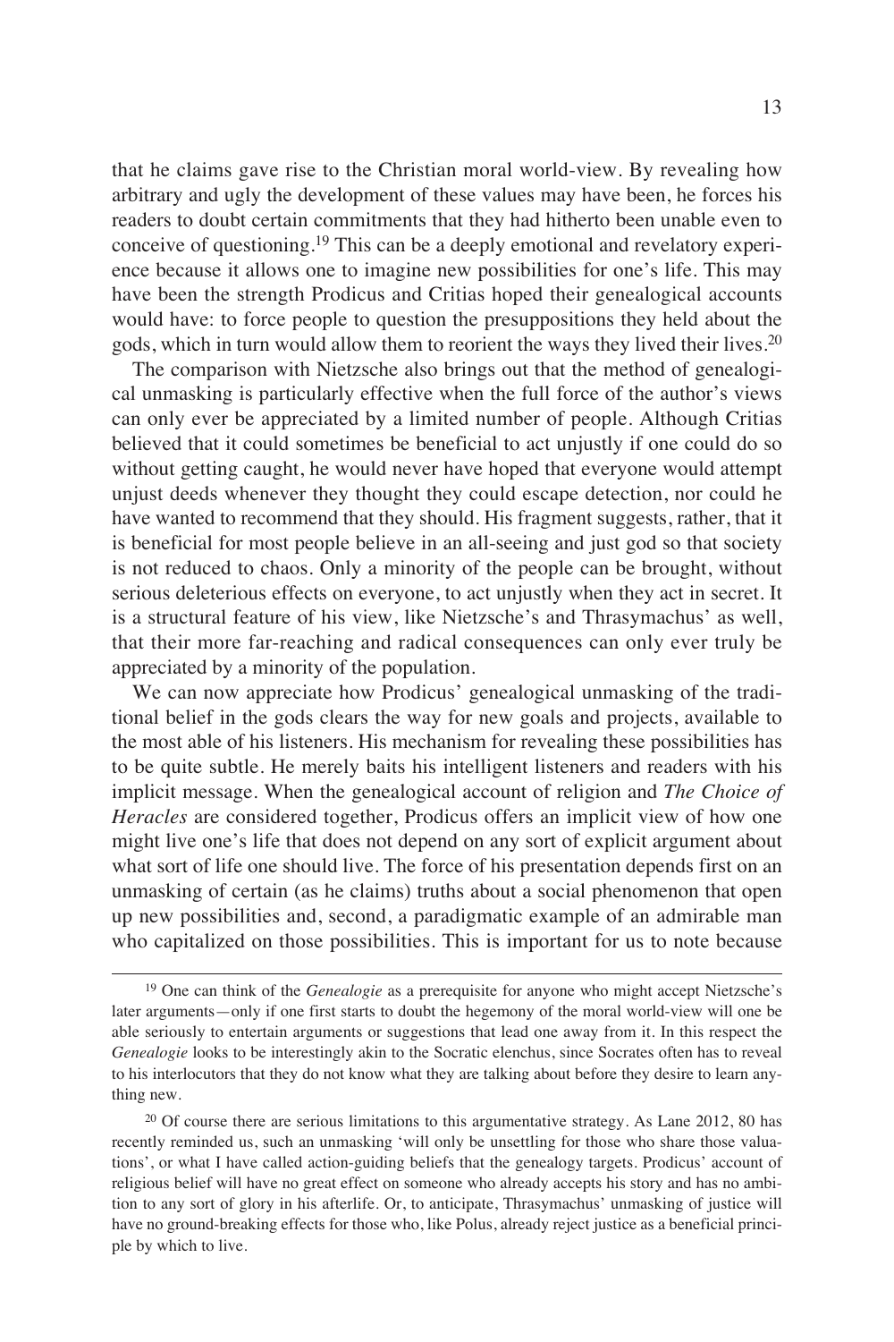that he claims gave rise to the Christian moral world-view. By revealing how arbitrary and ugly the development of these values may have been, he forces his readers to doubt certain commitments that they had hitherto been unable even to conceive of questioning.[19] This can be a deeply emotional and revelatory experience because it allows one to imagine new possibilities for one's life. This may have been the strength Prodicus and Critias hoped their genealogical accounts would have: to force people to question the presuppositions they held about the gods, which in turn would allow them to reorient the ways they lived their lives.[20]

The comparison with Nietzsche also brings out that the method of genealogical unmasking is particularly effective when the full force of the author's views can only ever be appreciated by a limited number of people. Although Critias believed that it could sometimes be beneficial to act unjustly if one could do so without getting caught, he would never have hoped that everyone would attempt unjust deeds whenever they thought they could escape detection, nor could he have wanted to recommend that they should. His fragment suggests, rather, that it is beneficial for most people believe in an all-seeing and just god so that society is not reduced to chaos. Only a minority of the people can be brought, without serious deleterious effects on everyone, to act unjustly when they act in secret. It is a structural feature of his view, like Nietzsche's and Thrasymachus' as well, that their more far-reaching and radical consequences can only ever truly be appreciated by a minority of the population.

We can now appreciate how Prodicus' genealogical unmasking of the traditional belief in the gods clears the way for new goals and projects, available to the most able of his listeners. His mechanism for revealing these possibilities has to be quite subtle. He merely baits his intelligent listeners and readers with his implicit message. When the genealogical account of religion and *The Choice of Heracles* are considered together, Prodicus offers an implicit view of how one might live one's life that does not depend on any sort of explicit argument about what sort of life one should live. The force of his presentation depends first on an unmasking of certain (as he claims) truths about a social phenomenon that open up new possibilities and, second, a paradigmatic example of an admirable man who capitalized on those possibilities. This is important for us to note because

---

[19] One can think of the *Genealogie* as a prerequisite for anyone who might accept Nietzsche's later arguments—only if one first starts to doubt the hegemony of the moral world-view will one be able seriously to entertain arguments or suggestions that lead one away from it. In this respect the *Genealogie* looks to be interestingly akin to the Socratic elenchus, since Socrates often has to reveal to his interlocutors that they do not know what they are talking about before they desire to learn anything new.

[20] Of course there are serious limitations to this argumentative strategy. As Lane 2012, 80 has recently reminded us, such an unmasking 'will only be unsettling for those who share those valuations', or what I have called action-guiding beliefs that the genealogy targets. Prodicus' account of religious belief will have no great effect on someone who already accepts his story and has no ambition to any sort of glory in his afterlife. Or, to anticipate, Thrasymachus' unmasking of justice will have no ground-breaking effects for those who, like Polus, already reject justice as a beneficial principle by which to live.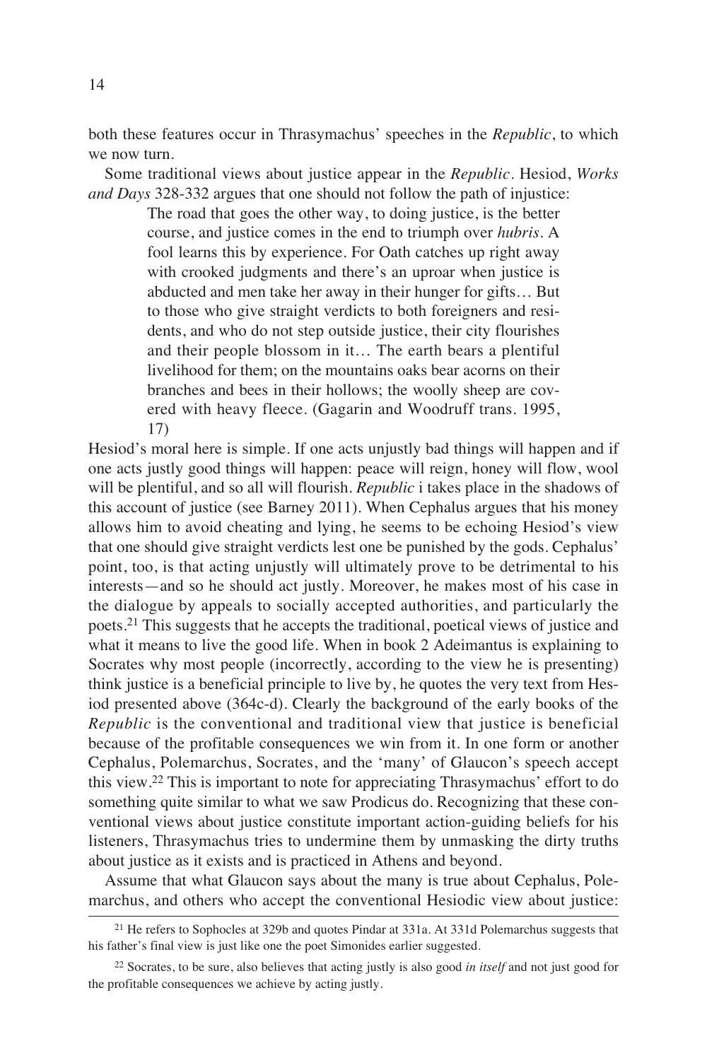both these features occur in Thrasymachus' speeches in the *Republic*, to which we now turn.

Some traditional views about justice appear in the *Republic*. Hesiod, *Works and Days* 328-332 argues that one should not follow the path of injustice:

> The road that goes the other way, to doing justice, is the better course, and justice comes in the end to triumph over *hubris*. A fool learns this by experience. For Oath catches up right away with crooked judgments and there's an uproar when justice is abducted and men take her away in their hunger for gifts… But to those who give straight verdicts to both foreigners and residents, and who do not step outside justice, their city flourishes and their people blossom in it… The earth bears a plentiful livelihood for them; on the mountains oaks bear acorns on their branches and bees in their hollows; the woolly sheep are covered with heavy fleece. (Gagarin and Woodruff trans. 1995, 17)

Hesiod's moral here is simple. If one acts unjustly bad things will happen and if one acts justly good things will happen: peace will reign, honey will flow, wool will be plentiful, and so all will flourish. *Republic* i takes place in the shadows of this account of justice (see Barney 2011). When Cephalus argues that his money allows him to avoid cheating and lying, he seems to be echoing Hesiod's view that one should give straight verdicts lest one be punished by the gods. Cephalus' point, too, is that acting unjustly will ultimately prove to be detrimental to his interests—and so he should act justly. Moreover, he makes most of his case in the dialogue by appeals to socially accepted authorities, and particularly the poets.[21] This suggests that he accepts the traditional, poetical views of justice and what it means to live the good life. When in book 2 Adeimantus is explaining to Socrates why most people (incorrectly, according to the view he is presenting) think justice is a beneficial principle to live by, he quotes the very text from Hesiod presented above (364c-d). Clearly the background of the early books of the *Republic* is the conventional and traditional view that justice is beneficial because of the profitable consequences we win from it. In one form or another Cephalus, Polemarchus, Socrates, and the 'many' of Glaucon's speech accept this view.[22] This is important to note for appreciating Thrasymachus' effort to do something quite similar to what we saw Prodicus do. Recognizing that these conventional views about justice constitute important action-guiding beliefs for his listeners, Thrasymachus tries to undermine them by unmasking the dirty truths about justice as it exists and is practiced in Athens and beyond.

Assume that what Glaucon says about the many is true about Cephalus, Polemarchus, and others who accept the conventional Hesiodic view about justice:

---

[21] He refers to Sophocles at 329b and quotes Pindar at 331a. At 331d Polemarchus suggests that his father's final view is just like one the poet Simonides earlier suggested.

[22] Socrates, to be sure, also believes that acting justly is also good *in itself* and not just good for the profitable consequences we achieve by acting justly.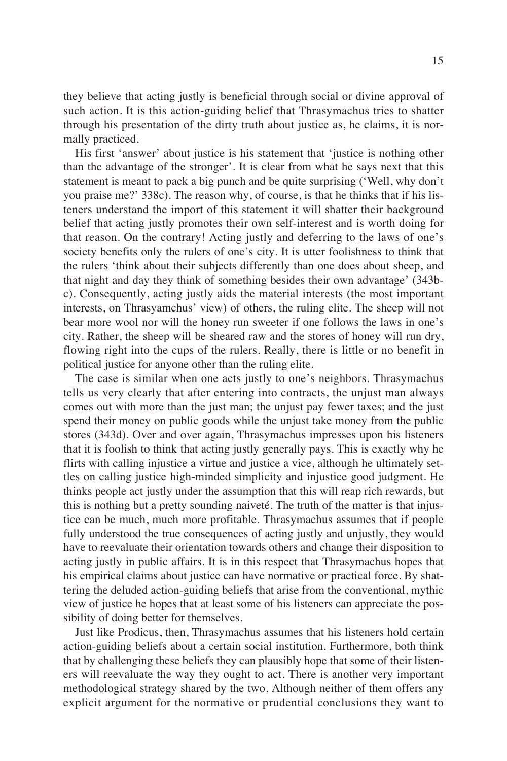they believe that acting justly is beneficial through social or divine approval of such action. It is this action-guiding belief that Thrasymachus tries to shatter through his presentation of the dirty truth about justice as, he claims, it is normally practiced.

His first 'answer' about justice is his statement that 'justice is nothing other than the advantage of the stronger'. It is clear from what he says next that this statement is meant to pack a big punch and be quite surprising ('Well, why don't you praise me?' 338c). The reason why, of course, is that he thinks that if his listeners understand the import of this statement it will shatter their background belief that acting justly promotes their own self-interest and is worth doing for that reason. On the contrary! Acting justly and deferring to the laws of one's society benefits only the rulers of one's city. It is utter foolishness to think that the rulers 'think about their subjects differently than one does about sheep, and that night and day they think of something besides their own advantage' (343b-c). Consequently, acting justly aids the material interests (the most important interests, on Thrasyamchus' view) of others, the ruling elite. The sheep will not bear more wool nor will the honey run sweeter if one follows the laws in one's city. Rather, the sheep will be sheared raw and the stores of honey will run dry, flowing right into the cups of the rulers. Really, there is little or no benefit in political justice for anyone other than the ruling elite.

The case is similar when one acts justly to one's neighbors. Thrasymachus tells us very clearly that after entering into contracts, the unjust man always comes out with more than the just man; the unjust pay fewer taxes; and the just spend their money on public goods while the unjust take money from the public stores (343d). Over and over again, Thrasymachus impresses upon his listeners that it is foolish to think that acting justly generally pays. This is exactly why he flirts with calling injustice a virtue and justice a vice, although he ultimately settles on calling justice high-minded simplicity and injustice good judgment. He thinks people act justly under the assumption that this will reap rich rewards, but this is nothing but a pretty sounding naiveté. The truth of the matter is that injustice can be much, much more profitable. Thrasymachus assumes that if people fully understood the true consequences of acting justly and unjustly, they would have to reevaluate their orientation towards others and change their disposition to acting justly in public affairs. It is in this respect that Thrasymachus hopes that his empirical claims about justice can have normative or practical force. By shattering the deluded action-guiding beliefs that arise from the conventional, mythic view of justice he hopes that at least some of his listeners can appreciate the possibility of doing better for themselves.

Just like Prodicus, then, Thrasymachus assumes that his listeners hold certain action-guiding beliefs about a certain social institution. Furthermore, both think that by challenging these beliefs they can plausibly hope that some of their listeners will reevaluate the way they ought to act. There is another very important methodological strategy shared by the two. Although neither of them offers any explicit argument for the normative or prudential conclusions they want to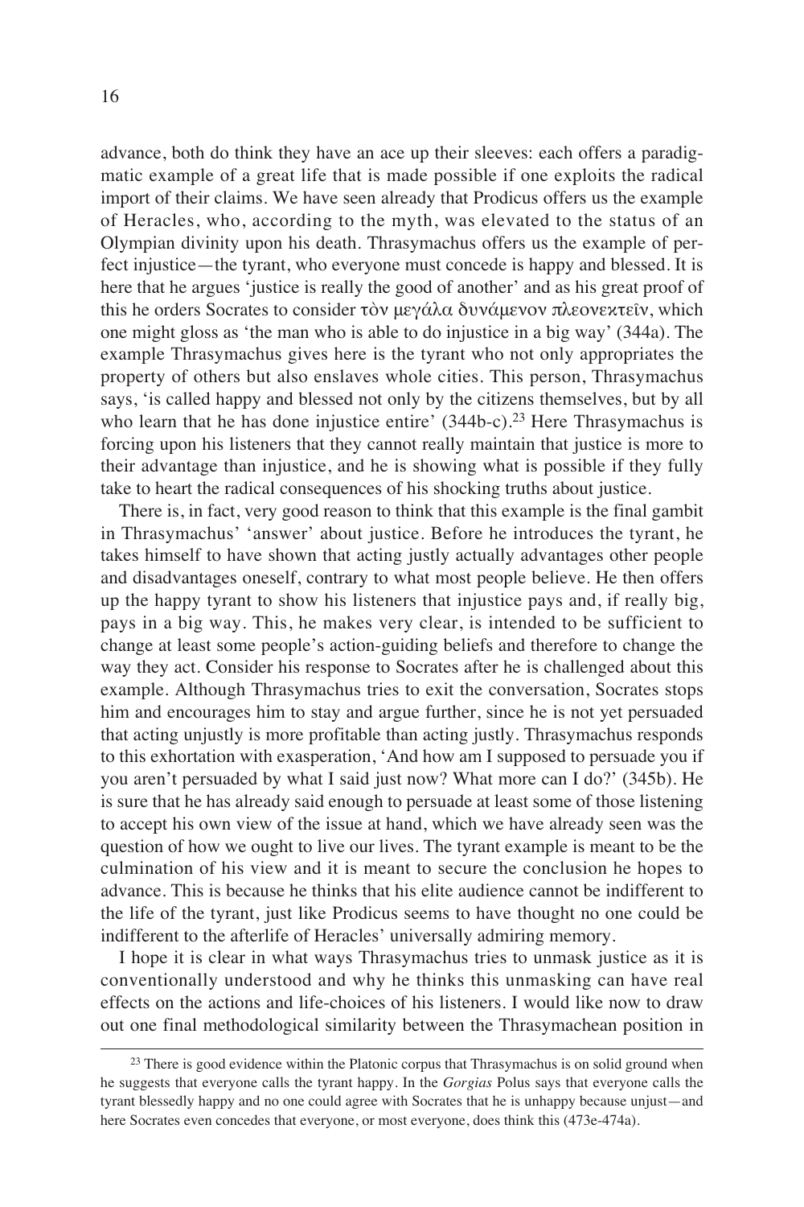advance, both do think they have an ace up their sleeves: each offers a paradigmatic example of a great life that is made possible if one exploits the radical import of their claims. We have seen already that Prodicus offers us the example of Heracles, who, according to the myth, was elevated to the status of an Olympian divinity upon his death. Thrasymachus offers us the example of perfect injustice—the tyrant, who everyone must concede is happy and blessed. It is here that he argues 'justice is really the good of another' and as his great proof of this he orders Socrates to consider τὸν μεγάλα δυνάμενον πλεονεκτεῖν, which one might gloss as 'the man who is able to do injustice in a big way' (344a). The example Thrasymachus gives here is the tyrant who not only appropriates the property of others but also enslaves whole cities. This person, Thrasymachus says, 'is called happy and blessed not only by the citizens themselves, but by all who learn that he has done injustice entire' (344b-c).[23] Here Thrasymachus is forcing upon his listeners that they cannot really maintain that justice is more to their advantage than injustice, and he is showing what is possible if they fully take to heart the radical consequences of his shocking truths about justice.

There is, in fact, very good reason to think that this example is the final gambit in Thrasymachus' 'answer' about justice. Before he introduces the tyrant, he takes himself to have shown that acting justly actually advantages other people and disadvantages oneself, contrary to what most people believe. He then offers up the happy tyrant to show his listeners that injustice pays and, if really big, pays in a big way. This, he makes very clear, is intended to be sufficient to change at least some people's action-guiding beliefs and therefore to change the way they act. Consider his response to Socrates after he is challenged about this example. Although Thrasymachus tries to exit the conversation, Socrates stops him and encourages him to stay and argue further, since he is not yet persuaded that acting unjustly is more profitable than acting justly. Thrasymachus responds to this exhortation with exasperation, 'And how am I supposed to persuade you if you aren't persuaded by what I said just now? What more can I do?' (345b). He is sure that he has already said enough to persuade at least some of those listening to accept his own view of the issue at hand, which we have already seen was the question of how we ought to live our lives. The tyrant example is meant to be the culmination of his view and it is meant to secure the conclusion he hopes to advance. This is because he thinks that his elite audience cannot be indifferent to the life of the tyrant, just like Prodicus seems to have thought no one could be indifferent to the afterlife of Heracles' universally admiring memory.

I hope it is clear in what ways Thrasymachus tries to unmask justice as it is conventionally understood and why he thinks this unmasking can have real effects on the actions and life-choices of his listeners. I would like now to draw out one final methodological similarity between the Thrasymachean position in

[23] There is good evidence within the Platonic corpus that Thrasymachus is on solid ground when he suggests that everyone calls the tyrant happy. In the *Gorgias* Polus says that everyone calls the tyrant blessedly happy and no one could agree with Socrates that he is unhappy because unjust—and here Socrates even concedes that everyone, or most everyone, does think this (473e-474a).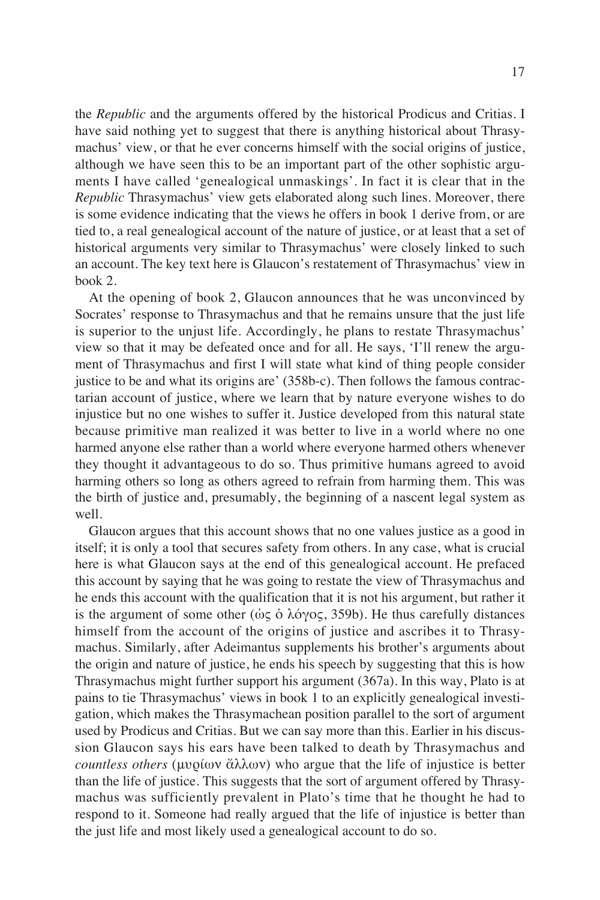the *Republic* and the arguments offered by the historical Prodicus and Critias. I have said nothing yet to suggest that there is anything historical about Thrasymachus' view, or that he ever concerns himself with the social origins of justice, although we have seen this to be an important part of the other sophistic arguments I have called 'genealogical unmaskings'. In fact it is clear that in the *Republic* Thrasymachus' view gets elaborated along such lines. Moreover, there is some evidence indicating that the views he offers in book 1 derive from, or are tied to, a real genealogical account of the nature of justice, or at least that a set of historical arguments very similar to Thrasymachus' were closely linked to such an account. The key text here is Glaucon's restatement of Thrasymachus' view in book 2.

At the opening of book 2, Glaucon announces that he was unconvinced by Socrates' response to Thrasymachus and that he remains unsure that the just life is superior to the unjust life. Accordingly, he plans to restate Thrasymachus' view so that it may be defeated once and for all. He says, 'I'll renew the argument of Thrasymachus and first I will state what kind of thing people consider justice to be and what its origins are' (358b-c). Then follows the famous contractarian account of justice, where we learn that by nature everyone wishes to do injustice but no one wishes to suffer it. Justice developed from this natural state because primitive man realized it was better to live in a world where no one harmed anyone else rather than a world where everyone harmed others whenever they thought it advantageous to do so. Thus primitive humans agreed to avoid harming others so long as others agreed to refrain from harming them. This was the birth of justice and, presumably, the beginning of a nascent legal system as well.

Glaucon argues that this account shows that no one values justice as a good in itself; it is only a tool that secures safety from others. In any case, what is crucial here is what Glaucon says at the end of this genealogical account. He prefaced this account by saying that he was going to restate the view of Thrasymachus and he ends this account with the qualification that it is not his argument, but rather it is the argument of some other (ὡς ὁ λόγος, 359b). He thus carefully distances himself from the account of the origins of justice and ascribes it to Thrasymachus. Similarly, after Adeimantus supplements his brother's arguments about the origin and nature of justice, he ends his speech by suggesting that this is how Thrasymachus might further support his argument (367a). In this way, Plato is at pains to tie Thrasymachus' views in book 1 to an explicitly genealogical investigation, which makes the Thrasymachean position parallel to the sort of argument used by Prodicus and Critias. But we can say more than this. Earlier in his discussion Glaucon says his ears have been talked to death by Thrasymachus and *countless others* (μυρίων ἄλλων) who argue that the life of injustice is better than the life of justice. This suggests that the sort of argument offered by Thrasymachus was sufficiently prevalent in Plato's time that he thought he had to respond to it. Someone had really argued that the life of injustice is better than the just life and most likely used a genealogical account to do so.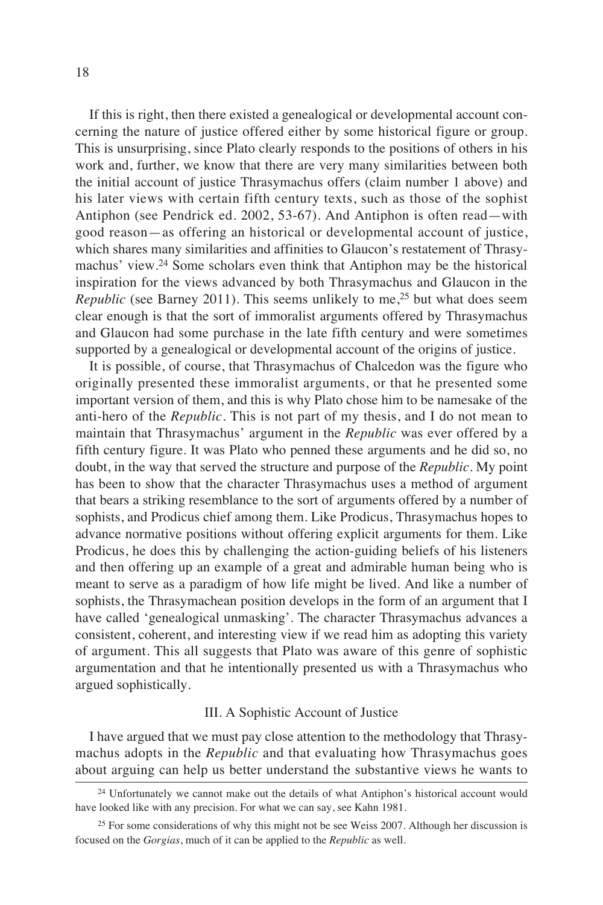If this is right, then there existed a genealogical or developmental account concerning the nature of justice offered either by some historical figure or group. This is unsurprising, since Plato clearly responds to the positions of others in his work and, further, we know that there are very many similarities between both the initial account of justice Thrasymachus offers (claim number 1 above) and his later views with certain fifth century texts, such as those of the sophist Antiphon (see Pendrick ed. 2002, 53-67). And Antiphon is often read—with good reason—as offering an historical or developmental account of justice, which shares many similarities and affinities to Glaucon's restatement of Thrasymachus' view.[24] Some scholars even think that Antiphon may be the historical inspiration for the views advanced by both Thrasymachus and Glaucon in the *Republic* (see Barney 2011). This seems unlikely to me,[25] but what does seem clear enough is that the sort of immoralist arguments offered by Thrasymachus and Glaucon had some purchase in the late fifth century and were sometimes supported by a genealogical or developmental account of the origins of justice.

It is possible, of course, that Thrasymachus of Chalcedon was the figure who originally presented these immoralist arguments, or that he presented some important version of them, and this is why Plato chose him to be namesake of the anti-hero of the *Republic*. This is not part of my thesis, and I do not mean to maintain that Thrasymachus' argument in the *Republic* was ever offered by a fifth century figure. It was Plato who penned these arguments and he did so, no doubt, in the way that served the structure and purpose of the *Republic*. My point has been to show that the character Thrasymachus uses a method of argument that bears a striking resemblance to the sort of arguments offered by a number of sophists, and Prodicus chief among them. Like Prodicus, Thrasymachus hopes to advance normative positions without offering explicit arguments for them. Like Prodicus, he does this by challenging the action-guiding beliefs of his listeners and then offering up an example of a great and admirable human being who is meant to serve as a paradigm of how life might be lived. And like a number of sophists, the Thrasymachean position develops in the form of an argument that I have called 'genealogical unmasking'. The character Thrasymachus advances a consistent, coherent, and interesting view if we read him as adopting this variety of argument. This all suggests that Plato was aware of this genre of sophistic argumentation and that he intentionally presented us with a Thrasymachus who argued sophistically.

## III. A Sophistic Account of Justice

I have argued that we must pay close attention to the methodology that Thrasymachus adopts in the *Republic* and that evaluating how Thrasymachus goes about arguing can help us better understand the substantive views he wants to

---

[24] Unfortunately we cannot make out the details of what Antiphon's historical account would have looked like with any precision. For what we can say, see Kahn 1981.

[25] For some considerations of why this might not be see Weiss 2007. Although her discussion is focused on the *Gorgias*, much of it can be applied to the *Republic* as well.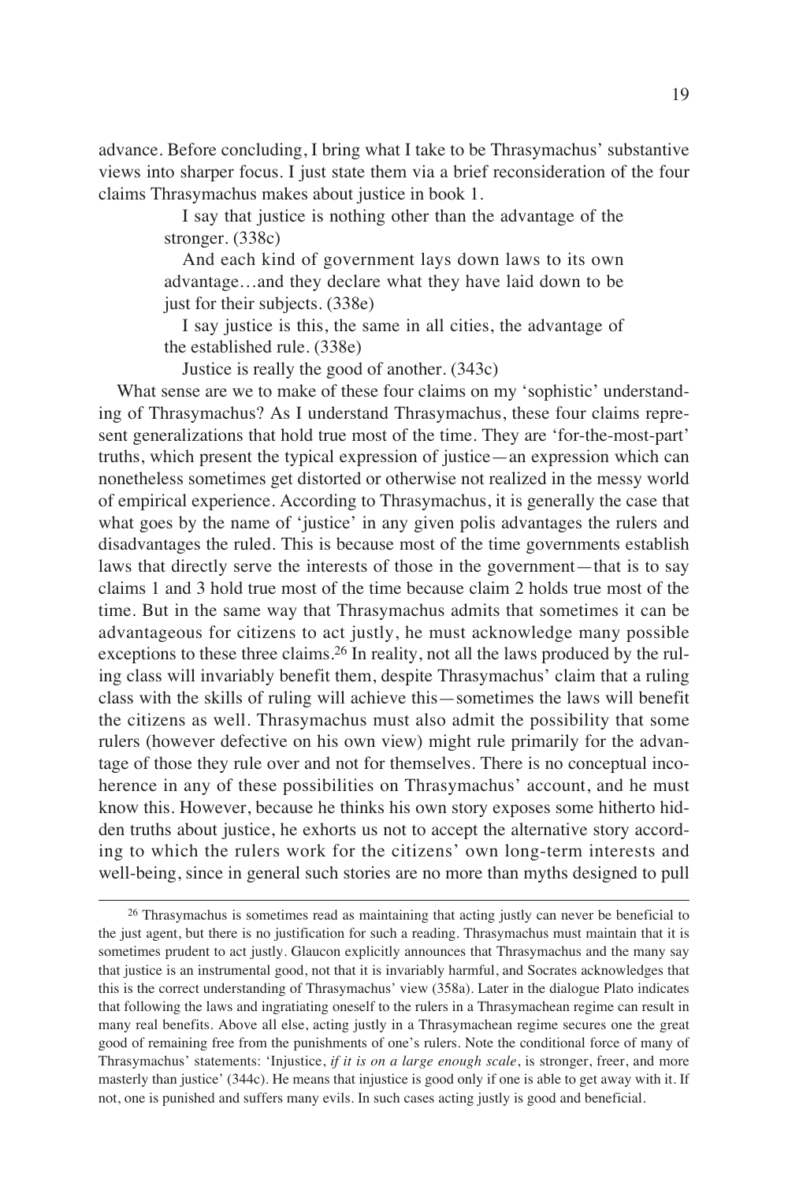advance. Before concluding, I bring what I take to be Thrasymachus' substantive views into sharper focus. I just state them via a brief reconsideration of the four claims Thrasymachus makes about justice in book 1.

> I say that justice is nothing other than the advantage of the stronger. (338c)
>
> And each kind of government lays down laws to its own advantage…and they declare what they have laid down to be just for their subjects. (338e)
>
> I say justice is this, the same in all cities, the advantage of the established rule. (338e)
>
> Justice is really the good of another. (343c)

What sense are we to make of these four claims on my 'sophistic' understanding of Thrasymachus? As I understand Thrasymachus, these four claims represent generalizations that hold true most of the time. They are 'for-the-most-part' truths, which present the typical expression of justice—an expression which can nonetheless sometimes get distorted or otherwise not realized in the messy world of empirical experience. According to Thrasymachus, it is generally the case that what goes by the name of 'justice' in any given polis advantages the rulers and disadvantages the ruled. This is because most of the time governments establish laws that directly serve the interests of those in the government—that is to say claims 1 and 3 hold true most of the time because claim 2 holds true most of the time. But in the same way that Thrasymachus admits that sometimes it can be advantageous for citizens to act justly, he must acknowledge many possible exceptions to these three claims.[26] In reality, not all the laws produced by the ruling class will invariably benefit them, despite Thrasymachus' claim that a ruling class with the skills of ruling will achieve this—sometimes the laws will benefit the citizens as well. Thrasymachus must also admit the possibility that some rulers (however defective on his own view) might rule primarily for the advantage of those they rule over and not for themselves. There is no conceptual incoherence in any of these possibilities on Thrasymachus' account, and he must know this. However, because he thinks his own story exposes some hitherto hidden truths about justice, he exhorts us not to accept the alternative story according to which the rulers work for the citizens' own long-term interests and well-being, since in general such stories are no more than myths designed to pull

---

[26] Thrasymachus is sometimes read as maintaining that acting justly can never be beneficial to the just agent, but there is no justification for such a reading. Thrasymachus must maintain that it is sometimes prudent to act justly. Glaucon explicitly announces that Thrasymachus and the many say that justice is an instrumental good, not that it is invariably harmful, and Socrates acknowledges that this is the correct understanding of Thrasymachus' view (358a). Later in the dialogue Plato indicates that following the laws and ingratiating oneself to the rulers in a Thrasymachean regime can result in many real benefits. Above all else, acting justly in a Thrasymachean regime secures one the great good of remaining free from the punishments of one's rulers. Note the conditional force of many of Thrasymachus' statements: 'Injustice, *if it is on a large enough scale*, is stronger, freer, and more masterly than justice' (344c). He means that injustice is good only if one is able to get away with it. If not, one is punished and suffers many evils. In such cases acting justly is good and beneficial.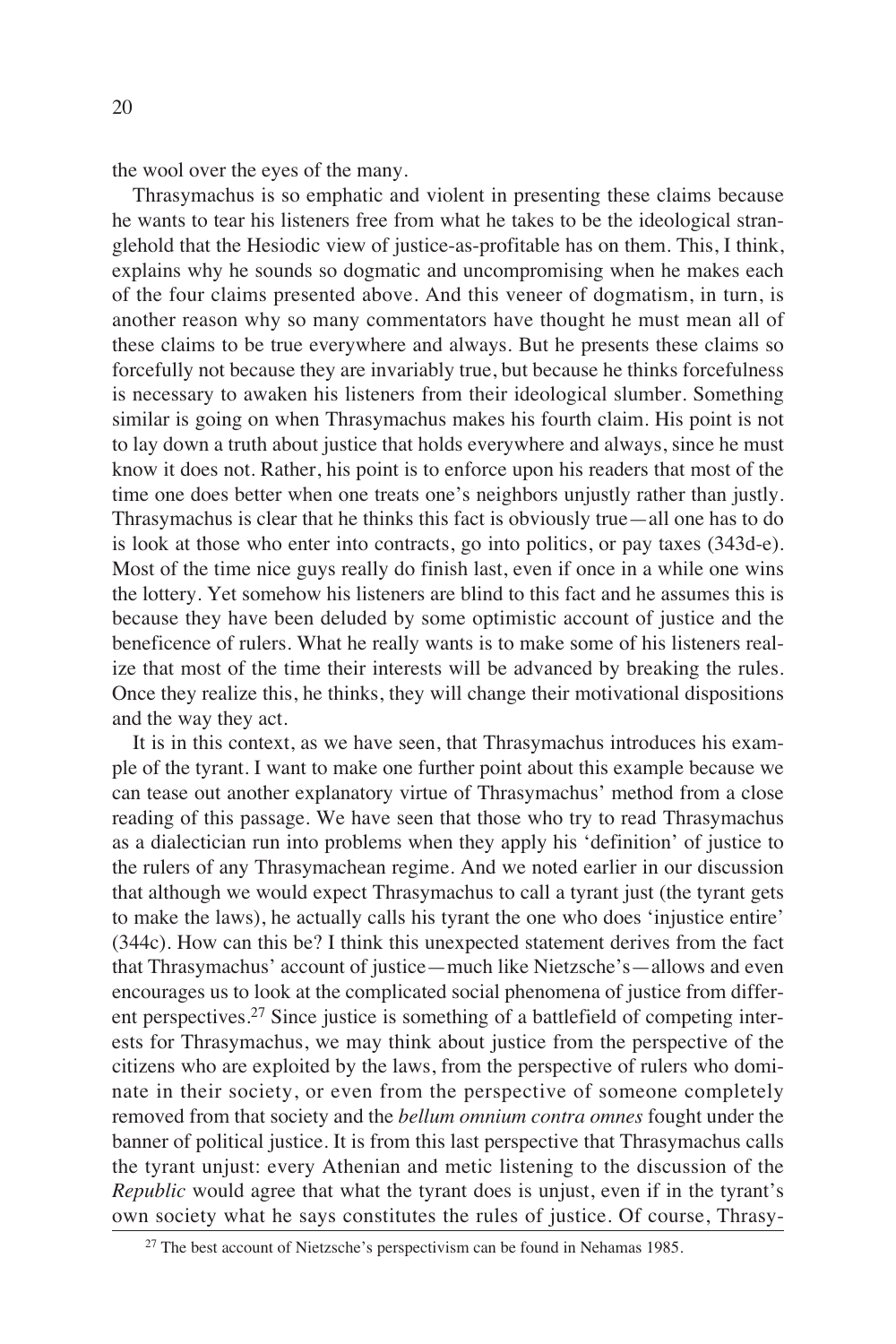the wool over the eyes of the many.

Thrasymachus is so emphatic and violent in presenting these claims because he wants to tear his listeners free from what he takes to be the ideological stranglehold that the Hesiodic view of justice-as-profitable has on them. This, I think, explains why he sounds so dogmatic and uncompromising when he makes each of the four claims presented above. And this veneer of dogmatism, in turn, is another reason why so many commentators have thought he must mean all of these claims to be true everywhere and always. But he presents these claims so forcefully not because they are invariably true, but because he thinks forcefulness is necessary to awaken his listeners from their ideological slumber. Something similar is going on when Thrasymachus makes his fourth claim. His point is not to lay down a truth about justice that holds everywhere and always, since he must know it does not. Rather, his point is to enforce upon his readers that most of the time one does better when one treats one's neighbors unjustly rather than justly. Thrasymachus is clear that he thinks this fact is obviously true—all one has to do is look at those who enter into contracts, go into politics, or pay taxes (343d-e). Most of the time nice guys really do finish last, even if once in a while one wins the lottery. Yet somehow his listeners are blind to this fact and he assumes this is because they have been deluded by some optimistic account of justice and the beneficence of rulers. What he really wants is to make some of his listeners realize that most of the time their interests will be advanced by breaking the rules. Once they realize this, he thinks, they will change their motivational dispositions and the way they act.

It is in this context, as we have seen, that Thrasymachus introduces his example of the tyrant. I want to make one further point about this example because we can tease out another explanatory virtue of Thrasymachus' method from a close reading of this passage. We have seen that those who try to read Thrasymachus as a dialectician run into problems when they apply his 'definition' of justice to the rulers of any Thrasymachean regime. And we noted earlier in our discussion that although we would expect Thrasymachus to call a tyrant just (the tyrant gets to make the laws), he actually calls his tyrant the one who does 'injustice entire' (344c). How can this be? I think this unexpected statement derives from the fact that Thrasymachus' account of justice—much like Nietzsche's—allows and even encourages us to look at the complicated social phenomena of justice from different perspectives.[27] Since justice is something of a battlefield of competing interests for Thrasymachus, we may think about justice from the perspective of the citizens who are exploited by the laws, from the perspective of rulers who dominate in their society, or even from the perspective of someone completely removed from that society and the *bellum omnium contra omnes* fought under the banner of political justice. It is from this last perspective that Thrasymachus calls the tyrant unjust: every Athenian and metic listening to the discussion of the *Republic* would agree that what the tyrant does is unjust, even if in the tyrant's own society what he says constitutes the rules of justice. Of course, Thrasy-

[27] The best account of Nietzsche's perspectivism can be found in Nehamas 1985.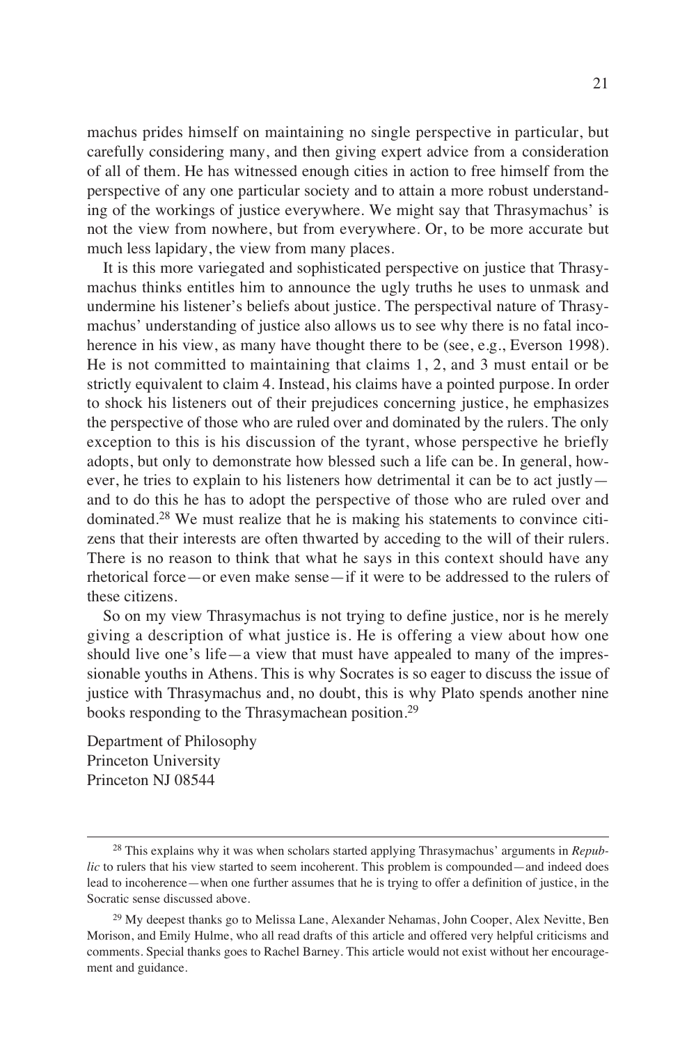machus prides himself on maintaining no single perspective in particular, but carefully considering many, and then giving expert advice from a consideration of all of them. He has witnessed enough cities in action to free himself from the perspective of any one particular society and to attain a more robust understanding of the workings of justice everywhere. We might say that Thrasymachus' is not the view from nowhere, but from everywhere. Or, to be more accurate but much less lapidary, the view from many places.

It is this more variegated and sophisticated perspective on justice that Thrasymachus thinks entitles him to announce the ugly truths he uses to unmask and undermine his listener's beliefs about justice. The perspectival nature of Thrasymachus' understanding of justice also allows us to see why there is no fatal incoherence in his view, as many have thought there to be (see, e.g., Everson 1998). He is not committed to maintaining that claims 1, 2, and 3 must entail or be strictly equivalent to claim 4. Instead, his claims have a pointed purpose. In order to shock his listeners out of their prejudices concerning justice, he emphasizes the perspective of those who are ruled over and dominated by the rulers. The only exception to this is his discussion of the tyrant, whose perspective he briefly adopts, but only to demonstrate how blessed such a life can be. In general, however, he tries to explain to his listeners how detrimental it can be to act justly—and to do this he has to adopt the perspective of those who are ruled over and dominated.[28] We must realize that he is making his statements to convince citizens that their interests are often thwarted by acceding to the will of their rulers. There is no reason to think that what he says in this context should have any rhetorical force—or even make sense—if it were to be addressed to the rulers of these citizens.

So on my view Thrasymachus is not trying to define justice, nor is he merely giving a description of what justice is. He is offering a view about how one should live one's life—a view that must have appealed to many of the impressionable youths in Athens. This is why Socrates is so eager to discuss the issue of justice with Thrasymachus and, no doubt, this is why Plato spends another nine books responding to the Thrasymachean position.[29]

Department of Philosophy
Princeton University
Princeton NJ 08544

---

[28] This explains why it was when scholars started applying Thrasymachus' arguments in *Republic* to rulers that his view started to seem incoherent. This problem is compounded—and indeed does lead to incoherence—when one further assumes that he is trying to offer a definition of justice, in the Socratic sense discussed above.

[29] My deepest thanks go to Melissa Lane, Alexander Nehamas, John Cooper, Alex Nevitte, Ben Morison, and Emily Hulme, who all read drafts of this article and offered very helpful criticisms and comments. Special thanks goes to Rachel Barney. This article would not exist without her encouragement and guidance.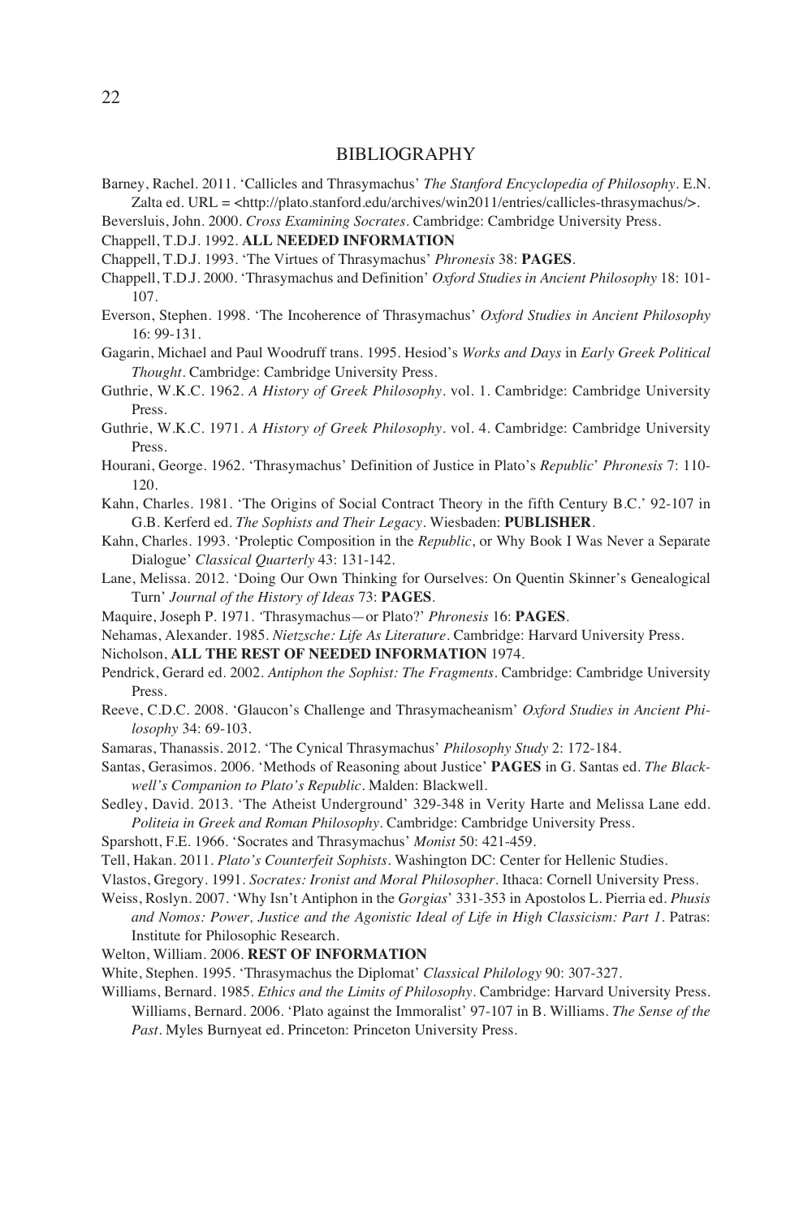## BIBLIOGRAPHY

Barney, Rachel. 2011. 'Callicles and Thrasymachus' *The Stanford Encyclopedia of Philosophy*. E.N. Zalta ed. URL = <http://plato.stanford.edu/archives/win2011/entries/callicles-thrasymachus/>.

Beversluis, John. 2000. *Cross Examining Socrates*. Cambridge: Cambridge University Press.

Chappell, T.D.J. 1992. **ALL NEEDED INFORMATION**

Chappell, T.D.J. 1993. 'The Virtues of Thrasymachus' *Phronesis* 38: **PAGES**.

Chappell, T.D.J. 2000. 'Thrasymachus and Definition' *Oxford Studies in Ancient Philosophy* 18: 101-107.

Everson, Stephen. 1998. 'The Incoherence of Thrasymachus' *Oxford Studies in Ancient Philosophy* 16: 99-131.

Gagarin, Michael and Paul Woodruff trans. 1995. Hesiod's *Works and Days* in *Early Greek Political Thought*. Cambridge: Cambridge University Press.

Guthrie, W.K.C. 1962. *A History of Greek Philosophy*. vol. 1. Cambridge: Cambridge University Press.

Guthrie, W.K.C. 1971. *A History of Greek Philosophy*. vol. 4. Cambridge: Cambridge University Press.

Hourani, George. 1962. 'Thrasymachus' Definition of Justice in Plato's *Republic*' *Phronesis* 7: 110-120.

Kahn, Charles. 1981. 'The Origins of Social Contract Theory in the fifth Century B.C.' 92-107 in G.B. Kerferd ed. *The Sophists and Their Legacy*. Wiesbaden: **PUBLISHER**.

Kahn, Charles. 1993. 'Proleptic Composition in the *Republic*, or Why Book I Was Never a Separate Dialogue' *Classical Quarterly* 43: 131-142.

Lane, Melissa. 2012. 'Doing Our Own Thinking for Ourselves: On Quentin Skinner's Genealogical Turn' *Journal of the History of Ideas* 73: **PAGES**.

Maquire, Joseph P. 1971. 'Thrasymachus—or Plato?' *Phronesis* 16: **PAGES**.

Nehamas, Alexander. 1985. *Nietzsche: Life As Literature*. Cambridge: Harvard University Press.

Nicholson, **ALL THE REST OF NEEDED INFORMATION** 1974.

Pendrick, Gerard ed. 2002. *Antiphon the Sophist: The Fragments*. Cambridge: Cambridge University Press.

Reeve, C.D.C. 2008. 'Glaucon's Challenge and Thrasymacheanism' *Oxford Studies in Ancient Philosophy* 34: 69-103.

Samaras, Thanassis. 2012. 'The Cynical Thrasymachus' *Philosophy Study* 2: 172-184.

Santas, Gerasimos. 2006. 'Methods of Reasoning about Justice' **PAGES** in G. Santas ed. *The Blackwell's Companion to Plato's Republic*. Malden: Blackwell.

Sedley, David. 2013. 'The Atheist Underground' 329-348 in Verity Harte and Melissa Lane edd. *Politeia in Greek and Roman Philosophy*. Cambridge: Cambridge University Press.

Sparshott, F.E. 1966. 'Socrates and Thrasymachus' *Monist* 50: 421-459.

Tell, Hakan. 2011. *Plato's Counterfeit Sophists*. Washington DC: Center for Hellenic Studies.

Vlastos, Gregory. 1991. *Socrates: Ironist and Moral Philosopher*. Ithaca: Cornell University Press.

Weiss, Roslyn. 2007. 'Why Isn't Antiphon in the *Gorgias*' 331-353 in Apostolos L. Pierria ed. *Phusis and Nomos: Power, Justice and the Agonistic Ideal of Life in High Classicism: Part 1*. Patras: Institute for Philosophic Research.

Welton, William. 2006. **REST OF INFORMATION**

White, Stephen. 1995. 'Thrasymachus the Diplomat' *Classical Philology* 90: 307-327.

Williams, Bernard. 1985. *Ethics and the Limits of Philosophy*. Cambridge: Harvard University Press. Williams, Bernard. 2006. 'Plato against the Immoralist' 97-107 in B. Williams. *The Sense of the Past*. Myles Burnyeat ed. Princeton: Princeton University Press.